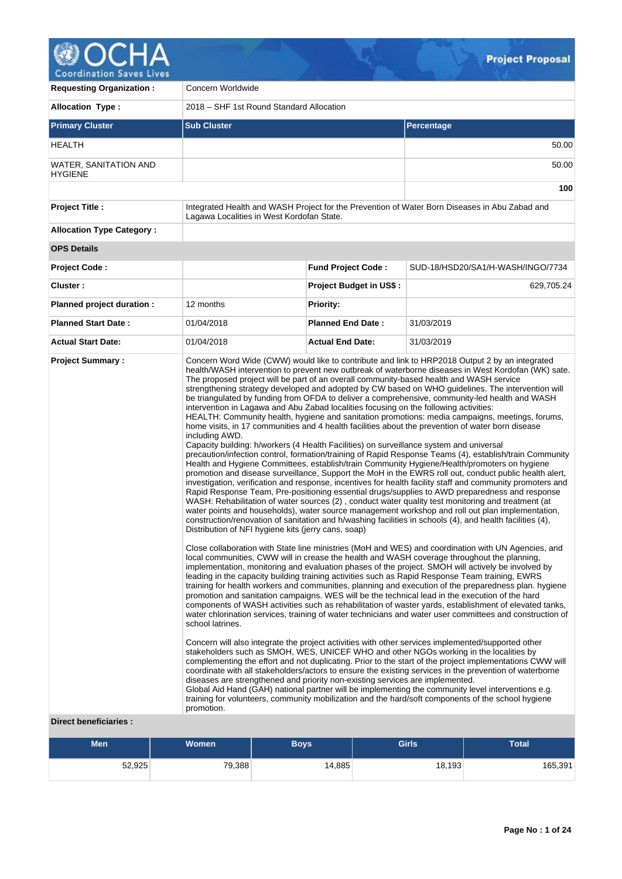# OCHA Coordination Saves Lives — Project Proposal

| | | | |
|---|---|---|---|
| **Requesting Organization :** | Concern Worldwide | | |
| **Allocation Type :** | 2018 – SHF 1st Round Standard Allocation | | |

| **Primary Cluster** | **Sub Cluster** | **Percentage** |
|---|---|---|
| HEALTH | | 50.00 |
| WATER, SANITATION AND HYGIENE | | 50.00 |
| | | **100** |

| | |
|---|---|
| **Project Title :** | Integrated Health and WASH Project for the Prevention of Water Born Diseases in Abu Zabad and Lagawa Localities in West Kordofan State. |
| **Allocation Type Category :** | |

**OPS Details**

| | | | |
|---|---|---|---|
| **Project Code :** | | **Fund Project Code :** | SUD-18/HSD20/SA1/H-WASH/INGO/7734 |
| **Cluster :** | | **Project Budget in US$ :** | 629,705.24 |
| **Planned project duration :** | 12 months | **Priority:** | |
| **Planned Start Date :** | 01/04/2018 | **Planned End Date :** | 31/03/2019 |
| **Actual Start Date:** | 01/04/2018 | **Actual End Date:** | 31/03/2019 |

**Project Summary :**

Concern Word Wide (CWW) would like to contribute and link to HRP2018 Output 2 by an integrated health/WASH intervention to prevent new outbreak of waterborne diseases in West Kordofan (WK) sate. The proposed project will be part of an overall community-based health and WASH service strengthening strategy developed and adopted by CW based on WHO guidelines. The intervention will be triangulated by funding from OFDA to deliver a comprehensive, community-led health and WASH intervention in Lagawa and Abu Zabad localities focusing on the following activities:
HEALTH: Community health, hygiene and sanitation promotions: media campaigns, meetings, forums, home visits, in 17 communities and 4 health facilities about the prevention of water born disease including AWD.
Capacity building: h/workers (4 Health Facilities) on surveillance system and universal precaution/infection control, formation/training of Rapid Response Teams (4), establish/train Community Health and Hygiene Committees, establish/train Community Hygiene/Health/promoters on hygiene promotion and disease surveillance, Support the MoH in the EWRS roll out, conduct public health alert, investigation, verification and response, incentives for health facility staff and community promoters and Rapid Response Team, Pre-positioning essential drugs/supplies to AWD preparedness and response
WASH: Rehabilitation of water sources (2) , conduct water quality test monitoring and treatment (at water points and households), water source management workshop and roll out plan implementation, construction/renovation of sanitation and h/washing facilities in schools (4), and health facilities (4), Distribution of NFI hygiene kits (jerry cans, soap)

Close collaboration with State line ministries (MoH and WES) and coordination with UN Agencies, and local communities, CWW will in crease the health and WASH coverage throughout the planning, implementation, monitoring and evaluation phases of the project. SMOH will actively be involved by leading in the capacity building training activities such as Rapid Response Team training, EWRS training for health workers and communities, planning and execution of the preparedness plan. hygiene promotion and sanitation campaigns. WES will be the technical lead in the execution of the hard components of WASH activities such as rehabilitation of waster yards, establishment of elevated tanks, water chlorination services, training of water technicians and water user committees and construction of school latrines.

Concern will also integrate the project activities with other services implemented/supported other stakeholders such as SMOH, WES, UNICEF WHO and other NGOs working in the localities by complementing the effort and not duplicating. Prior to the start of the project implementations CWW will coordinate with all stakeholders/actors to ensure the existing services in the prevention of waterborne diseases are strengthened and priority non-existing services are implemented.
Global Aid Hand (GAH) national partner will be implementing the community level interventions e.g. training for volunteers, community mobilization and the hard/soft components of the school hygiene promotion.

**Direct beneficiaries :**

| Men | Women | Boys | Girls | Total |
|---|---|---|---|---|
| 52,925 | 79,388 | 14,885 | 18,193 | 165,391 |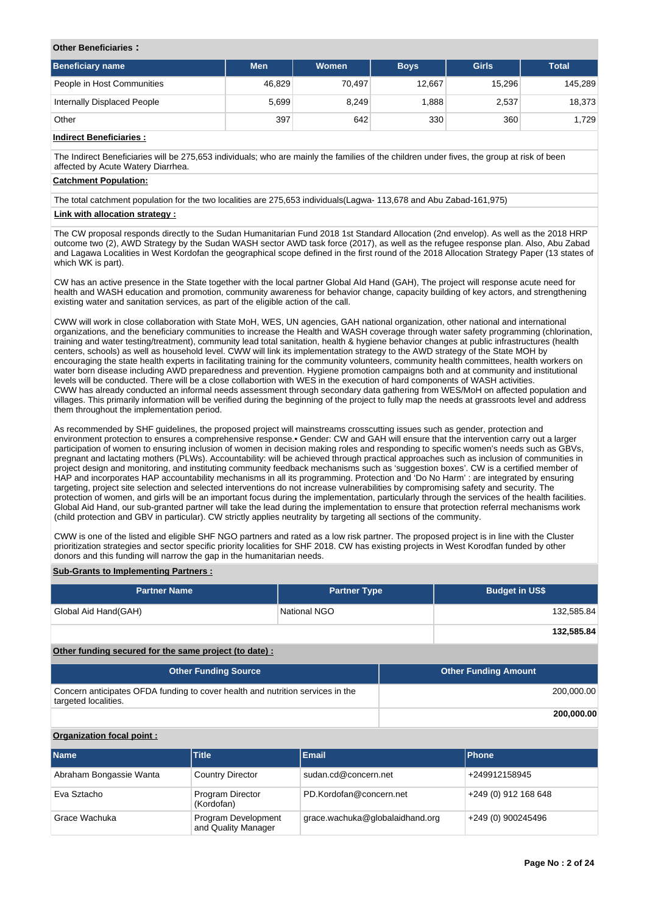**Other Beneficiaries :**

| Beneficiary name | Men | Women | Boys | Girls | Total |
|---|---|---|---|---|---|
| People in Host Communities | 46,829 | 70,497 | 12,667 | 15,296 | 145,289 |
| Internally Displaced People | 5,699 | 8,249 | 1,888 | 2,537 | 18,373 |
| Other | 397 | 642 | 330 | 360 | 1,729 |

**Indirect Beneficiaries :**

The Indirect Beneficiaries will be 275,653 individuals; who are mainly the families of the children under fives, the group at risk of been affected by Acute Watery Diarrhea.

**Catchment Population:**

The total catchment population for the two localities are 275,653 individuals(Lagwa- 113,678 and Abu Zabad-161,975)

**Link with allocation strategy :**

The CW proposal responds directly to the Sudan Humanitarian Fund 2018 1st Standard Allocation (2nd envelop). As well as the 2018 HRP outcome two (2), AWD Strategy by the Sudan WASH sector AWD task force (2017), as well as the refugee response plan. Also, Abu Zabad and Lagawa Localities in West Kordofan the geographical scope defined in the first round of the 2018 Allocation Strategy Paper (13 states of which WK is part).

CW has an active presence in the State together with the local partner Global AId Hand (GAH), The project will response acute need for health and WASH education and promotion, community awareness for behavior change, capacity building of key actors, and strengthening existing water and sanitation services, as part of the eligible action of the call.

CWW will work in close collaboration with State MoH, WES, UN agencies, GAH national organization, other national and international organizations, and the beneficiary communities to increase the Health and WASH coverage through water safety programming (chlorination, training and water testing/treatment), community lead total sanitation, health & hygiene behavior changes at public infrastructures (health centers, schools) as well as household level. CWW will link its implementation strategy to the AWD strategy of the State MOH by encouraging the state health experts in facilitating training for the community volunteers, community health committees, health workers on water born disease including AWD preparedness and prevention. Hygiene promotion campaigns both and at community and institutional levels will be conducted. There will be a close collabortion with WES in the execution of hard components of WASH activities.
CWW has already conducted an informal needs assessment through secondary data gathering from WES/MoH on affected population and villages. This primarily information will be verified during the beginning of the project to fully map the needs at grassroots level and address them throughout the implementation period.

As recommended by SHF guidelines, the proposed project will mainstreams crosscutting issues such as gender, protection and environment protection to ensures a comprehensive response.• Gender: CW and GAH will ensure that the intervention carry out a larger participation of women to ensuring inclusion of women in decision making roles and responding to specific women's needs such as GBVs, pregnant and lactating mothers (PLWs). Accountability: will be achieved through practical approaches such as inclusion of communities in project design and monitoring, and instituting community feedback mechanisms such as 'suggestion boxes'. CW is a certified member of HAP and incorporates HAP accountability mechanisms in all its programming. Protection and 'Do No Harm' : are integrated by ensuring targeting, project site selection and selected interventions do not increase vulnerabilities by compromising safety and security. The protection of women, and girls will be an important focus during the implementation, particularly through the services of the health facilities. Global Aid Hand, our sub-granted partner will take the lead during the implementation to ensure that protection referral mechanisms work (child protection and GBV in particular). CW strictly applies neutrality by targeting all sections of the community.

CWW is one of the listed and eligible SHF NGO partners and rated as a low risk partner. The proposed project is in line with the Cluster prioritization strategies and sector specific priority localities for SHF 2018. CW has existing projects in West Korodfan funded by other donors and this funding will narrow the gap in the humanitarian needs.

**Sub-Grants to Implementing Partners :**

| Partner Name | Partner Type | Budget in US$ |
|---|---|---|
| Global Aid Hand(GAH) | National NGO | 132,585.84 |
| | | **132,585.84** |

**Other funding secured for the same project (to date) :**

| Other Funding Source | Other Funding Amount |
|---|---|
| Concern anticipates OFDA funding to cover health and nutrition services in the targeted localities. | 200,000.00 |
| | **200,000.00** |

**Organization focal point :**

| Name | Title | Email | Phone |
|---|---|---|---|
| Abraham Bongassie Wanta | Country Director | sudan.cd@concern.net | +249912158945 |
| Eva Sztacho | Program Director (Kordofan) | PD.Kordofan@concern.net | +249 (0) 912 168 648 |
| Grace Wachuka | Program Development and Quality Manager | grace.wachuka@globalaidhand.org | +249 (0) 900245496 |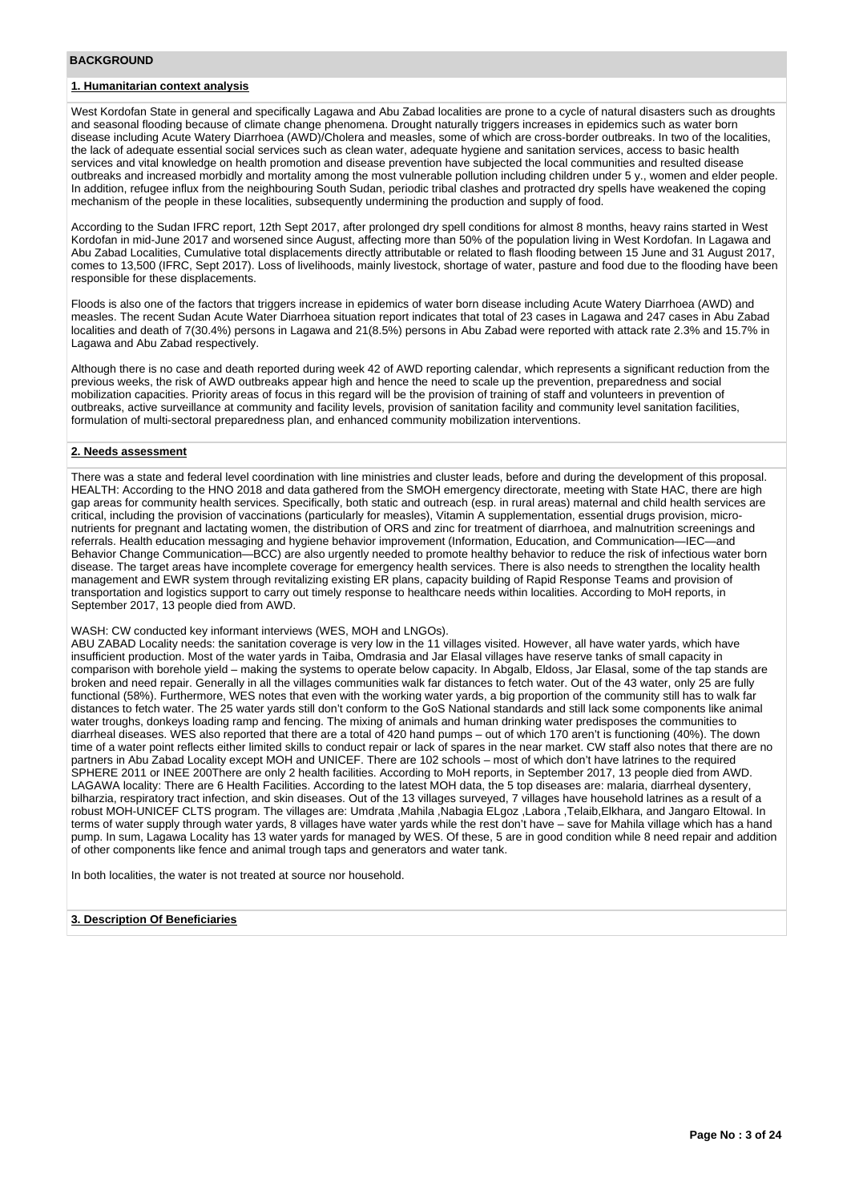## BACKGROUND

### 1. Humanitarian context analysis

West Kordofan State in general and specifically Lagawa and Abu Zabad localities are prone to a cycle of natural disasters such as droughts and seasonal flooding because of climate change phenomena. Drought naturally triggers increases in epidemics such as water born disease including Acute Watery Diarrhoea (AWD)/Cholera and measles, some of which are cross-border outbreaks. In two of the localities, the lack of adequate essential social services such as clean water, adequate hygiene and sanitation services, access to basic health services and vital knowledge on health promotion and disease prevention have subjected the local communities and resulted disease outbreaks and increased morbidly and mortality among the most vulnerable pollution including children under 5 y., women and elder people. In addition, refugee influx from the neighbouring South Sudan, periodic tribal clashes and protracted dry spells have weakened the coping mechanism of the people in these localities, subsequently undermining the production and supply of food.

According to the Sudan IFRC report, 12th Sept 2017, after prolonged dry spell conditions for almost 8 months, heavy rains started in West Kordofan in mid-June 2017 and worsened since August, affecting more than 50% of the population living in West Kordofan. In Lagawa and Abu Zabad Localities, Cumulative total displacements directly attributable or related to flash flooding between 15 June and 31 August 2017, comes to 13,500 (IFRC, Sept 2017). Loss of livelihoods, mainly livestock, shortage of water, pasture and food due to the flooding have been responsible for these displacements.

Floods is also one of the factors that triggers increase in epidemics of water born disease including Acute Watery Diarrhoea (AWD) and measles. The recent Sudan Acute Water Diarrhoea situation report indicates that total of 23 cases in Lagawa and 247 cases in Abu Zabad localities and death of 7(30.4%) persons in Lagawa and 21(8.5%) persons in Abu Zabad were reported with attack rate 2.3% and 15.7% in Lagawa and Abu Zabad respectively.

Although there is no case and death reported during week 42 of AWD reporting calendar, which represents a significant reduction from the previous weeks, the risk of AWD outbreaks appear high and hence the need to scale up the prevention, preparedness and social mobilization capacities. Priority areas of focus in this regard will be the provision of training of staff and volunteers in prevention of outbreaks, active surveillance at community and facility levels, provision of sanitation facility and community level sanitation facilities, formulation of multi-sectoral preparedness plan, and enhanced community mobilization interventions.

### 2. Needs assessment

There was a state and federal level coordination with line ministries and cluster leads, before and during the development of this proposal.
HEALTH: According to the HNO 2018 and data gathered from the SMOH emergency directorate, meeting with State HAC, there are high gap areas for community health services. Specifically, both static and outreach (esp. in rural areas) maternal and child health services are critical, including the provision of vaccinations (particularly for measles), Vitamin A supplementation, essential drugs provision, micro-nutrients for pregnant and lactating women, the distribution of ORS and zinc for treatment of diarrhoea, and malnutrition screenings and referrals. Health education messaging and hygiene behavior improvement (Information, Education, and Communication—IEC—and Behavior Change Communication—BCC) are also urgently needed to promote healthy behavior to reduce the risk of infectious water born disease. The target areas have incomplete coverage for emergency health services. There is also needs to strengthen the locality health management and EWR system through revitalizing existing ER plans, capacity building of Rapid Response Teams and provision of transportation and logistics support to carry out timely response to healthcare needs within localities. According to MoH reports, in September 2017, 13 people died from AWD.

WASH: CW conducted key informant interviews (WES, MOH and LNGOs).
ABU ZABAD Locality needs: the sanitation coverage is very low in the 11 villages visited. However, all have water yards, which have insufficient production. Most of the water yards in Taiba, Omdrasia and Jar Elasal villages have reserve tanks of small capacity in comparison with borehole yield – making the systems to operate below capacity. In Abgalb, Eldoss, Jar Elasal, some of the tap stands are broken and need repair. Generally in all the villages communities walk far distances to fetch water. Out of the 43 water, only 25 are fully functional (58%). Furthermore, WES notes that even with the working water yards, a big proportion of the community still has to walk far distances to fetch water. The 25 water yards still don't conform to the GoS National standards and still lack some components like animal water troughs, donkeys loading ramp and fencing. The mixing of animals and human drinking water predisposes the communities to diarrheal diseases. WES also reported that there are a total of 420 hand pumps – out of which 170 aren't is functioning (40%). The down time of a water point reflects either limited skills to conduct repair or lack of spares in the near market. CW staff also notes that there are no partners in Abu Zabad Locality except MOH and UNICEF. There are 102 schools – most of which don't have latrines to the required SPHERE 2011 or INEE 200There are only 2 health facilities. According to MoH reports, in September 2017, 13 people died from AWD.
LAGAWA locality: There are 6 Health Facilities. According to the latest MOH data, the 5 top diseases are: malaria, diarrheal dysentery, bilharzia, respiratory tract infection, and skin diseases. Out of the 13 villages surveyed, 7 villages have household latrines as a result of a robust MOH-UNICEF CLTS program. The villages are: Umdrata ,Mahila ,Nabagia ELgoz ,Labora ,Telaib,Elkhara, and Jangaro Eltowal. In terms of water supply through water yards, 8 villages have water yards while the rest don't have – save for Mahila village which has a hand pump. In sum, Lagawa Locality has 13 water yards for managed by WES. Of these, 5 are in good condition while 8 need repair and addition of other components like fence and animal trough taps and generators and water tank.

In both localities, the water is not treated at source nor household.

### 3. Description Of Beneficiaries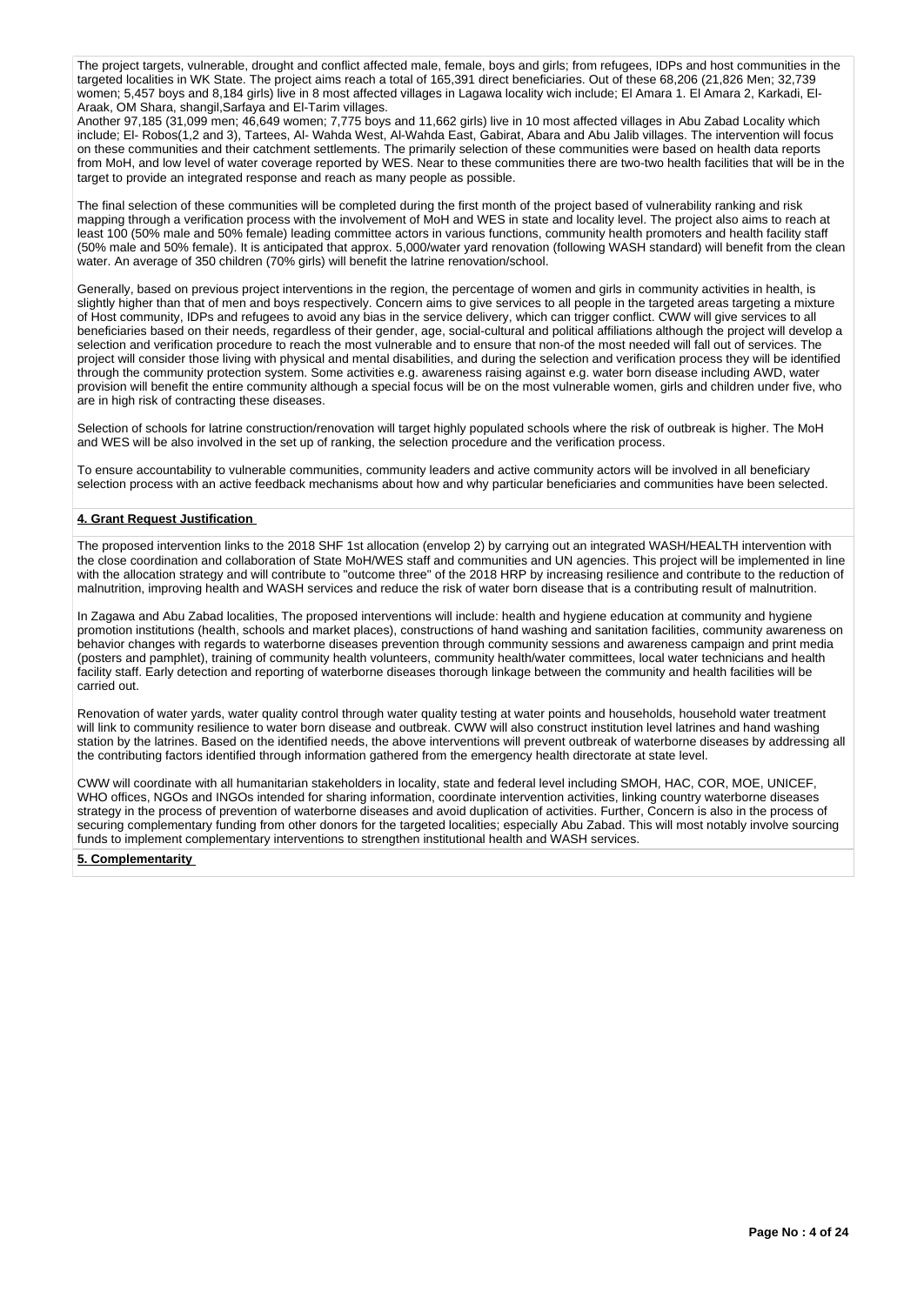The project targets, vulnerable, drought and conflict affected male, female, boys and girls; from refugees, IDPs and host communities in the targeted localities in WK State. The project aims reach a total of 165,391 direct beneficiaries. Out of these 68,206 (21,826 Men; 32,739 women; 5,457 boys and 8,184 girls) live in 8 most affected villages in Lagawa locality wich include; El Amara 1. El Amara 2, Karkadi, El-Araak, OM Shara, shangil,Sarfaya and El-Tarim villages.

Another 97,185 (31,099 men; 46,649 women; 7,775 boys and 11,662 girls) live in 10 most affected villages in Abu Zabad Locality which include; El- Robos(1,2 and 3), Tartees, Al- Wahda West, Al-Wahda East, Gabirat, Abara and Abu Jalib villages. The intervention will focus on these communities and their catchment settlements. The primarily selection of these communities were based on health data reports from MoH, and low level of water coverage reported by WES. Near to these communities there are two-two health facilities that will be in the target to provide an integrated response and reach as many people as possible.

The final selection of these communities will be completed during the first month of the project based of vulnerability ranking and risk mapping through a verification process with the involvement of MoH and WES in state and locality level. The project also aims to reach at least 100 (50% male and 50% female) leading committee actors in various functions, community health promoters and health facility staff (50% male and 50% female). It is anticipated that approx. 5,000/water yard renovation (following WASH standard) will benefit from the clean water. An average of 350 children (70% girls) will benefit the latrine renovation/school.

Generally, based on previous project interventions in the region, the percentage of women and girls in community activities in health, is slightly higher than that of men and boys respectively. Concern aims to give services to all people in the targeted areas targeting a mixture of Host community, IDPs and refugees to avoid any bias in the service delivery, which can trigger conflict. CWW will give services to all beneficiaries based on their needs, regardless of their gender, age, social-cultural and political affiliations although the project will develop a selection and verification procedure to reach the most vulnerable and to ensure that non-of the most needed will fall out of services. The project will consider those living with physical and mental disabilities, and during the selection and verification process they will be identified through the community protection system. Some activities e.g. awareness raising against e.g. water born disease including AWD, water provision will benefit the entire community although a special focus will be on the most vulnerable women, girls and children under five, who are in high risk of contracting these diseases.

Selection of schools for latrine construction/renovation will target highly populated schools where the risk of outbreak is higher. The MoH and WES will be also involved in the set up of ranking, the selection procedure and the verification process.

To ensure accountability to vulnerable communities, community leaders and active community actors will be involved in all beneficiary selection process with an active feedback mechanisms about how and why particular beneficiaries and communities have been selected.

**4. Grant Request Justification**

The proposed intervention links to the 2018 SHF 1st allocation (envelop 2) by carrying out an integrated WASH/HEALTH intervention with the close coordination and collaboration of State MoH/WES staff and communities and UN agencies. This project will be implemented in line with the allocation strategy and will contribute to "outcome three" of the 2018 HRP by increasing resilience and contribute to the reduction of malnutrition, improving health and WASH services and reduce the risk of water born disease that is a contributing result of malnutrition.

In Zagawa and Abu Zabad localities, The proposed interventions will include: health and hygiene education at community and hygiene promotion institutions (health, schools and market places), constructions of hand washing and sanitation facilities, community awareness on behavior changes with regards to waterborne diseases prevention through community sessions and awareness campaign and print media (posters and pamphlet), training of community health volunteers, community health/water committees, local water technicians and health facility staff. Early detection and reporting of waterborne diseases thorough linkage between the community and health facilities will be carried out.

Renovation of water yards, water quality control through water quality testing at water points and households, household water treatment will link to community resilience to water born disease and outbreak. CWW will also construct institution level latrines and hand washing station by the latrines. Based on the identified needs, the above interventions will prevent outbreak of waterborne diseases by addressing all the contributing factors identified through information gathered from the emergency health directorate at state level.

CWW will coordinate with all humanitarian stakeholders in locality, state and federal level including SMOH, HAC, COR, MOE, UNICEF, WHO offices, NGOs and INGOs intended for sharing information, coordinate intervention activities, linking country waterborne diseases strategy in the process of prevention of waterborne diseases and avoid duplication of activities. Further, Concern is also in the process of securing complementary funding from other donors for the targeted localities; especially Abu Zabad. This will most notably involve sourcing funds to implement complementary interventions to strengthen institutional health and WASH services.

**5. Complementarity**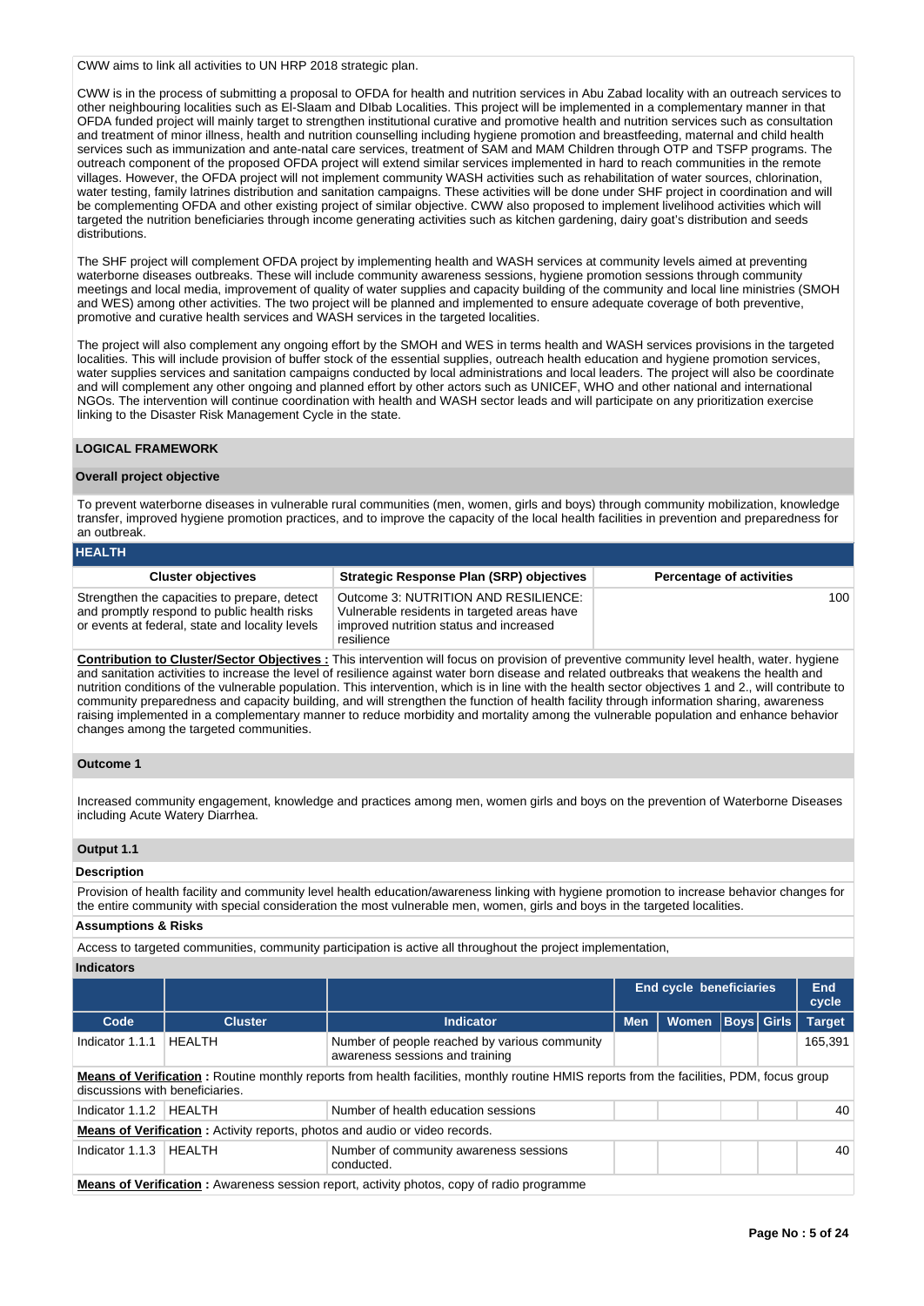CWW aims to link all activities to UN HRP 2018 strategic plan.

CWW is in the process of submitting a proposal to OFDA for health and nutrition services in Abu Zabad locality with an outreach services to other neighbouring localities such as El-Slaam and DIbab Localities. This project will be implemented in a complementary manner in that OFDA funded project will mainly target to strengthen institutional curative and promotive health and nutrition services such as consultation and treatment of minor illness, health and nutrition counselling including hygiene promotion and breastfeeding, maternal and child health services such as immunization and ante-natal care services, treatment of SAM and MAM Children through OTP and TSFP programs. The outreach component of the proposed OFDA project will extend similar services implemented in hard to reach communities in the remote villages. However, the OFDA project will not implement community WASH activities such as rehabilitation of water sources, chlorination, water testing, family latrines distribution and sanitation campaigns. These activities will be done under SHF project in coordination and will be complementing OFDA and other existing project of similar objective. CWW also proposed to implement livelihood activities which will targeted the nutrition beneficiaries through income generating activities such as kitchen gardening, dairy goat's distribution and seeds distributions.

The SHF project will complement OFDA project by implementing health and WASH services at community levels aimed at preventing waterborne diseases outbreaks. These will include community awareness sessions, hygiene promotion sessions through community meetings and local media, improvement of quality of water supplies and capacity building of the community and local line ministries (SMOH and WES) among other activities. The two project will be planned and implemented to ensure adequate coverage of both preventive, promotive and curative health services and WASH services in the targeted localities.

The project will also complement any ongoing effort by the SMOH and WES in terms health and WASH services provisions in the targeted localities. This will include provision of buffer stock of the essential supplies, outreach health education and hygiene promotion services, water supplies services and sanitation campaigns conducted by local administrations and local leaders. The project will also be coordinate and will complement any other ongoing and planned effort by other actors such as UNICEF, WHO and other national and international NGOs. The intervention will continue coordination with health and WASH sector leads and will participate on any prioritization exercise linking to the Disaster Risk Management Cycle in the state.

## LOGICAL FRAMEWORK

### Overall project objective

To prevent waterborne diseases in vulnerable rural communities (men, women, girls and boys) through community mobilization, knowledge transfer, improved hygiene promotion practices, and to improve the capacity of the local health facilities in prevention and preparedness for an outbreak.

### HEALTH

| Cluster objectives | Strategic Response Plan (SRP) objectives | Percentage of activities |
|---|---|---|
| Strengthen the capacities to prepare, detect and promptly respond to public health risks or events at federal, state and locality levels | Outcome 3: NUTRITION AND RESILIENCE: Vulnerable residents in targeted areas have improved nutrition status and increased resilience | 100 |

**Contribution to Cluster/Sector Objectives :** This intervention will focus on provision of preventive community level health, water. hygiene and sanitation activities to increase the level of resilience against water born disease and related outbreaks that weakens the health and nutrition conditions of the vulnerable population. This intervention, which is in line with the health sector objectives 1 and 2., will contribute to community preparedness and capacity building, and will strengthen the function of health facility through information sharing, awareness raising implemented in a complementary manner to reduce morbidity and mortality among the vulnerable population and enhance behavior changes among the targeted communities.

### Outcome 1

Increased community engagement, knowledge and practices among men, women girls and boys on the prevention of Waterborne Diseases including Acute Watery Diarrhea.

### Output 1.1

**Description**

Provision of health facility and community level health education/awareness linking with hygiene promotion to increase behavior changes for the entire community with special consideration the most vulnerable men, women, girls and boys in the targeted localities.

**Assumptions & Risks**

Access to targeted communities, community participation is active all throughout the project implementation,

**Indicators**

| | | | End cycle beneficiaries | | | | End cycle |
|---|---|---|---|---|---|---|---|
| Code | Cluster | Indicator | Men | Women | Boys | Girls | Target |
| Indicator 1.1.1 | HEALTH | Number of people reached by various community awareness sessions and training | | | | | 165,391 |
| **Means of Verification :** Routine monthly reports from health facilities, monthly routine HMIS reports from the facilities, PDM, focus group discussions with beneficiaries. | | | | | | | |
| Indicator 1.1.2 | HEALTH | Number of health education sessions | | | | | 40 |
| **Means of Verification :** Activity reports, photos and audio or video records. | | | | | | | |
| Indicator 1.1.3 | HEALTH | Number of community awareness sessions conducted. | | | | | 40 |
| **Means of Verification :** Awareness session report, activity photos, copy of radio programme | | | | | | | |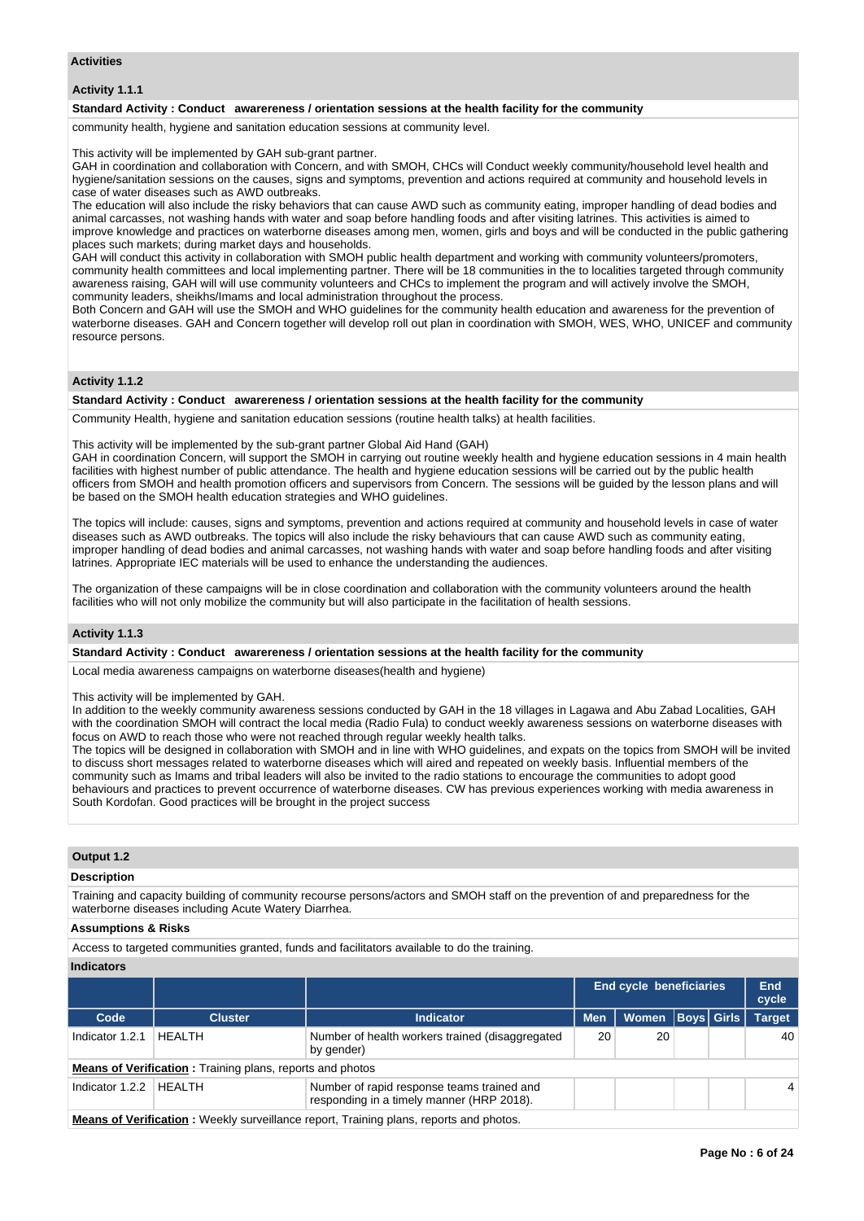## Activities

### Activity 1.1.1

**Standard Activity : Conduct awarereness / orientation sessions at the health facility for the community**

community health, hygiene and sanitation education sessions at community level.

This activity will be implemented by GAH sub-grant partner.
GAH in coordination and collaboration with Concern, and with SMOH, CHCs will Conduct weekly community/household level health and hygiene/sanitation sessions on the causes, signs and symptoms, prevention and actions required at community and household levels in case of water diseases such as AWD outbreaks.
The education will also include the risky behaviors that can cause AWD such as community eating, improper handling of dead bodies and animal carcasses, not washing hands with water and soap before handling foods and after visiting latrines. This activities is aimed to improve knowledge and practices on waterborne diseases among men, women, girls and boys and will be conducted in the public gathering places such markets; during market days and households.
GAH will conduct this activity in collaboration with SMOH public health department and working with community volunteers/promoters, community health committees and local implementing partner. There will be 18 communities in the to localities targeted through community awareness raising, GAH will will use community volunteers and CHCs to implement the program and will actively involve the SMOH, community leaders, sheikhs/Imams and local administration throughout the process.
Both Concern and GAH will use the SMOH and WHO guidelines for the community health education and awareness for the prevention of waterborne diseases. GAH and Concern together will develop roll out plan in coordination with SMOH, WES, WHO, UNICEF and community resource persons.

### Activity 1.1.2

**Standard Activity : Conduct awarereness / orientation sessions at the health facility for the community**

Community Health, hygiene and sanitation education sessions (routine health talks) at health facilities.

This activity will be implemented by the sub-grant partner Global Aid Hand (GAH)
GAH in coordination Concern, will support the SMOH in carrying out routine weekly health and hygiene education sessions in 4 main health facilities with highest number of public attendance. The health and hygiene education sessions will be carried out by the public health officers from SMOH and health promotion officers and supervisors from Concern. The sessions will be guided by the lesson plans and will be based on the SMOH health education strategies and WHO guidelines.

The topics will include: causes, signs and symptoms, prevention and actions required at community and household levels in case of water diseases such as AWD outbreaks. The topics will also include the risky behaviours that can cause AWD such as community eating, improper handling of dead bodies and animal carcasses, not washing hands with water and soap before handling foods and after visiting latrines. Appropriate IEC materials will be used to enhance the understanding the audiences.

The organization of these campaigns will be in close coordination and collaboration with the community volunteers around the health facilities who will not only mobilize the community but will also participate in the facilitation of health sessions.

### Activity 1.1.3

**Standard Activity : Conduct awarereness / orientation sessions at the health facility for the community**

Local media awareness campaigns on waterborne diseases(health and hygiene)

This activity will be implemented by GAH.
In addition to the weekly community awareness sessions conducted by GAH in the 18 villages in Lagawa and Abu Zabad Localities, GAH with the coordination SMOH will contract the local media (Radio Fula) to conduct weekly awareness sessions on waterborne diseases with focus on AWD to reach those who were not reached through regular weekly health talks.
The topics will be designed in collaboration with SMOH and in line with WHO guidelines, and expats on the topics from SMOH will be invited to discuss short messages related to waterborne diseases which will aired and repeated on weekly basis. Influential members of the community such as Imams and tribal leaders will also be invited to the radio stations to encourage the communities to adopt good behaviours and practices to prevent occurrence of waterborne diseases. CW has previous experiences working with media awareness in South Kordofan. Good practices will be brought in the project success

## Output 1.2

### Description

Training and capacity building of community recourse persons/actors and SMOH staff on the prevention of and preparedness for the waterborne diseases including Acute Watery Diarrhea.

### Assumptions & Risks

Access to targeted communities granted, funds and facilitators available to do the training.

### Indicators

| | | | End cycle beneficiaries | | | | End cycle |
|---|---|---|---|---|---|---|---|
| Code | Cluster | Indicator | Men | Women | Boys | Girls | Target |
| Indicator 1.2.1 | HEALTH | Number of health workers trained (disaggregated by gender) | 20 | 20 | | | 40 |
| **Means of Verification :** Training plans, reports and photos | | | | | | | |
| Indicator 1.2.2 | HEALTH | Number of rapid response teams trained and responding in a timely manner (HRP 2018). | | | | | 4 |
| **Means of Verification :** Weekly surveillance report, Training plans, reports and photos. | | | | | | | |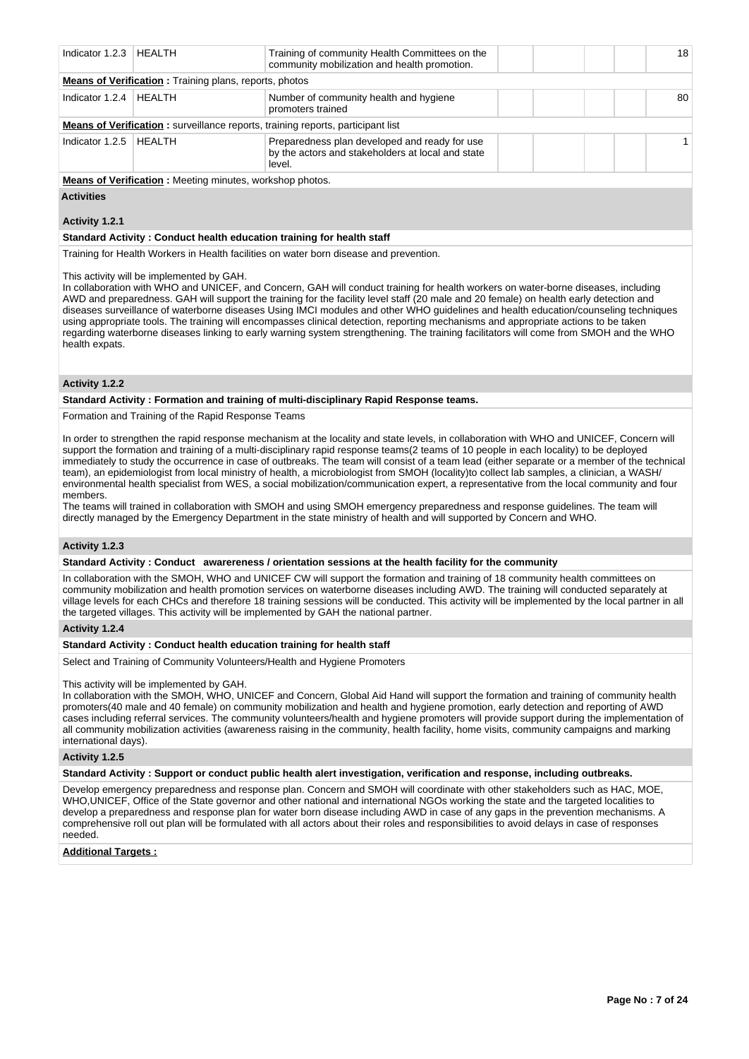| Indicator 1.2.3 | HEALTH | Training of community Health Committees on the community mobilization and health promotion. | | | | | 18 |
|---|---|---|---|---|---|---|---|
| **Means of Verification :** Training plans, reports, photos | | | | | | | |
| Indicator 1.2.4 | HEALTH | Number of community health and hygiene promoters trained | | | | | 80 |
| **Means of Verification :** surveillance reports, training reports, participant list | | | | | | | |
| Indicator 1.2.5 | HEALTH | Preparedness plan developed and ready for use by the actors and stakeholders at local and state level. | | | | | 1 |
| **Means of Verification :** Meeting minutes, workshop photos. | | | | | | | |

**Activities**

**Activity 1.2.1**

**Standard Activity : Conduct health education training for health staff**

Training for Health Workers in Health facilities on water born disease and prevention.

This activity will be implemented by GAH.
In collaboration with WHO and UNICEF, and Concern, GAH will conduct training for health workers on water-borne diseases, including AWD and preparedness. GAH will support the training for the facility level staff (20 male and 20 female) on health early detection and diseases surveillance of waterborne diseases Using IMCI modules and other WHO guidelines and health education/counseling techniques using appropriate tools. The training will encompasses clinical detection, reporting mechanisms and appropriate actions to be taken regarding waterborne diseases linking to early warning system strengthening. The training facilitators will come from SMOH and the WHO health expats.

**Activity 1.2.2**

**Standard Activity : Formation and training of multi-disciplinary Rapid Response teams.**

Formation and Training of the Rapid Response Teams

In order to strengthen the rapid response mechanism at the locality and state levels, in collaboration with WHO and UNICEF, Concern will support the formation and training of a multi-disciplinary rapid response teams(2 teams of 10 people in each locality) to be deployed immediately to study the occurrence in case of outbreaks. The team will consist of a team lead (either separate or a member of the technical team), an epidemiologist from local ministry of health, a microbiologist from SMOH (locality)to collect lab samples, a clinician, a WASH/ environmental health specialist from WES, a social mobilization/communication expert, a representative from the local community and four members.
The teams will trained in collaboration with SMOH and using SMOH emergency preparedness and response guidelines. The team will directly managed by the Emergency Department in the state ministry of health and will supported by Concern and WHO.

**Activity 1.2.3**

**Standard Activity : Conduct awarereness / orientation sessions at the health facility for the community**

In collaboration with the SMOH, WHO and UNICEF CW will support the formation and training of 18 community health committees on community mobilization and health promotion services on waterborne diseases including AWD. The training will conducted separately at village levels for each CHCs and therefore 18 training sessions will be conducted. This activity will be implemented by the local partner in all the targeted villages. This activity will be implemented by GAH the national partner.

**Activity 1.2.4**

**Standard Activity : Conduct health education training for health staff**

Select and Training of Community Volunteers/Health and Hygiene Promoters

This activity will be implemented by GAH.
In collaboration with the SMOH, WHO, UNICEF and Concern, Global Aid Hand will support the formation and training of community health promoters(40 male and 40 female) on community mobilization and health and hygiene promotion, early detection and reporting of AWD cases including referral services. The community volunteers/health and hygiene promoters will provide support during the implementation of all community mobilization activities (awareness raising in the community, health facility, home visits, community campaigns and marking international days).

**Activity 1.2.5**

**Standard Activity : Support or conduct public health alert investigation, verification and response, including outbreaks.**

Develop emergency preparedness and response plan. Concern and SMOH will coordinate with other stakeholders such as HAC, MOE, WHO,UNICEF, Office of the State governor and other national and international NGOs working the state and the targeted localities to develop a preparedness and response plan for water born disease including AWD in case of any gaps in the prevention mechanisms. A comprehensive roll out plan will be formulated with all actors about their roles and responsibilities to avoid delays in case of responses needed.

**Additional Targets :**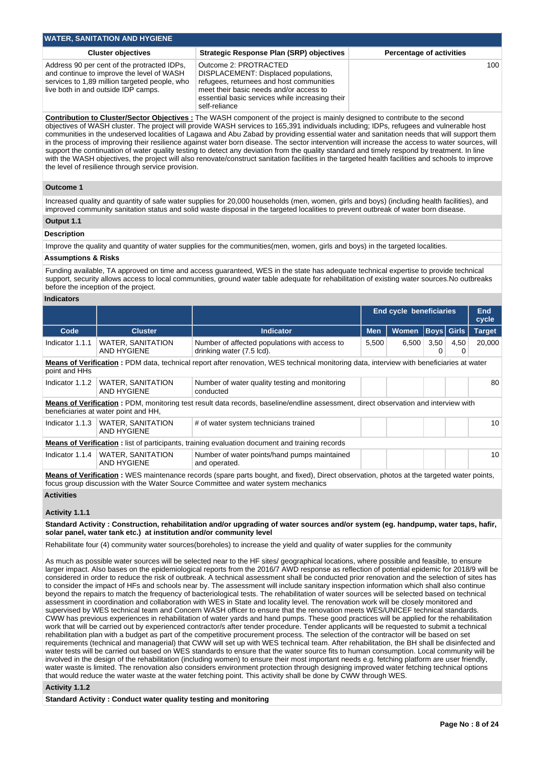## WATER, SANITATION AND HYGIENE

| Cluster objectives | Strategic Response Plan (SRP) objectives | Percentage of activities |
|---|---|---|
| Address 90 per cent of the protracted IDPs, and continue to improve the level of WASH services to 1,89 million targeted people, who live both in and outside IDP camps. | Outcome 2: PROTRACTED DISPLACEMENT: Displaced populations, refugees, returnees and host communities meet their basic needs and/or access to essential basic services while increasing their self-reliance | 100 |

**Contribution to Cluster/Sector Objectives :** The WASH component of the project is mainly designed to contribute to the second objectives of WASH cluster. The project will provide WASH services to 165,391 individuals including; IDPs, refugees and vulnerable host communities in the undeserved localities of Lagawa and Abu Zabad by providing essential water and sanitation needs that will support them in the process of improving their resilience against water born disease. The sector intervention will increase the access to water sources, will support the continuation of water quality testing to detect any deviation from the quality standard and timely respond by treatment. In line with the WASH objectives, the project will also renovate/construct sanitation facilities in the targeted health facilities and schools to improve the level of resilience through service provision.

### Outcome 1

Increased quality and quantity of safe water supplies for 20,000 households (men, women, girls and boys) (including health facilities), and improved community sanitation status and solid waste disposal in the targeted localities to prevent outbreak of water born disease.

### Output 1.1

**Description**

Improve the quality and quantity of water supplies for the communities(men, women, girls and boys) in the targeted localities.

**Assumptions & Risks**

Funding available, TA approved on time and access guaranteed, WES in the state has adequate technical expertise to provide technical support, security allows access to local communities, ground water table adequate for rehabilitation of existing water sources.No outbreaks before the inception of the project.

**Indicators**

| | | | End cycle beneficiaries | | | | End cycle |
|---|---|---|---|---|---|---|---|
| **Code** | **Cluster** | **Indicator** | **Men** | **Women** | **Boys** | **Girls** | **Target** |
| Indicator 1.1.1 | WATER, SANITATION AND HYGIENE | Number of affected populations with access to drinking water (7.5 lcd). | 5,500 | 6,500 | 3,500 | 4,500 | 20,000 |

**Means of Verification :** PDM data, technical report after renovation, WES technical monitoring data, interview with beneficiaries at water point and HHs

| Code | Cluster | Indicator | Men | Women | Boys | Girls | Target |
|---|---|---|---|---|---|---|---|
| Indicator 1.1.2 | WATER, SANITATION AND HYGIENE | Number of water quality testing and monitoring conducted | | | | | 80 |

**Means of Verification :** PDM, monitoring test result data records, baseline/endline assessment, direct observation and interview with beneficiaries at water point and HH,

| Code | Cluster | Indicator | Men | Women | Boys | Girls | Target |
|---|---|---|---|---|---|---|---|
| Indicator 1.1.3 | WATER, SANITATION AND HYGIENE | # of water system technicians trained | | | | | 10 |

**Means of Verification :** list of participants, training evaluation document and training records

| Code | Cluster | Indicator | Men | Women | Boys | Girls | Target |
|---|---|---|---|---|---|---|---|
| Indicator 1.1.4 | WATER, SANITATION AND HYGIENE | Number of water points/hand pumps maintained and operated. | | | | | 10 |

**Means of Verification :** WES maintenance records (spare parts bought, and fixed), Direct observation, photos at the targeted water points, focus group discussion with the Water Source Committee and water system mechanics

### Activities

#### Activity 1.1.1

**Standard Activity : Construction, rehabilitation and/or upgrading of water sources and/or system (eg. handpump, water taps, hafir, solar panel, water tank etc.) at institution and/or community level**

Rehabilitate four (4) community water sources(boreholes) to increase the yield and quality of water supplies for the community

As much as possible water sources will be selected near to the HF sites/ geographical locations, where possible and feasible, to ensure larger impact. Also bases on the epidemiological reports from the 2016/7 AWD response as reflection of potential epidemic for 2018/9 will be considered in order to reduce the risk of outbreak. A technical assessment shall be conducted prior renovation and the selection of sites has to consider the impact of HFs and schools near by. The assessment will include sanitary inspection information which shall also continue beyond the repairs to match the frequency of bacteriological tests. The rehabilitation of water sources will be selected based on technical assessment in coordination and collaboration with WES in State and locality level. The renovation work will be closely monitored and supervised by WES technical team and Concern WASH officer to ensure that the renovation meets WES/UNICEF technical standards. CWW has previous experiences in rehabilitation of water yards and hand pumps. These good practices will be applied for the rehabilitation work that will be carried out by experienced contractor/s after tender procedure. Tender applicants will be requested to submit a technical rehabilitation plan with a budget as part of the competitive procurement process. The selection of the contractor will be based on set requirements (technical and managerial) that CWW will set up with WES technical team. After rehabilitation, the BH shall be disinfected and water tests will be carried out based on WES standards to ensure that the water source fits to human consumption. Local community will be involved in the design of the rehabilitation (including women) to ensure their most important needs e.g. fetching platform are user friendly, water waste is limited. The renovation also considers environment protection through designing improved water fetching technical options that would reduce the water waste at the water fetching point. This activity shall be done by CWW through WES.

#### Activity 1.1.2

**Standard Activity : Conduct water quality testing and monitoring**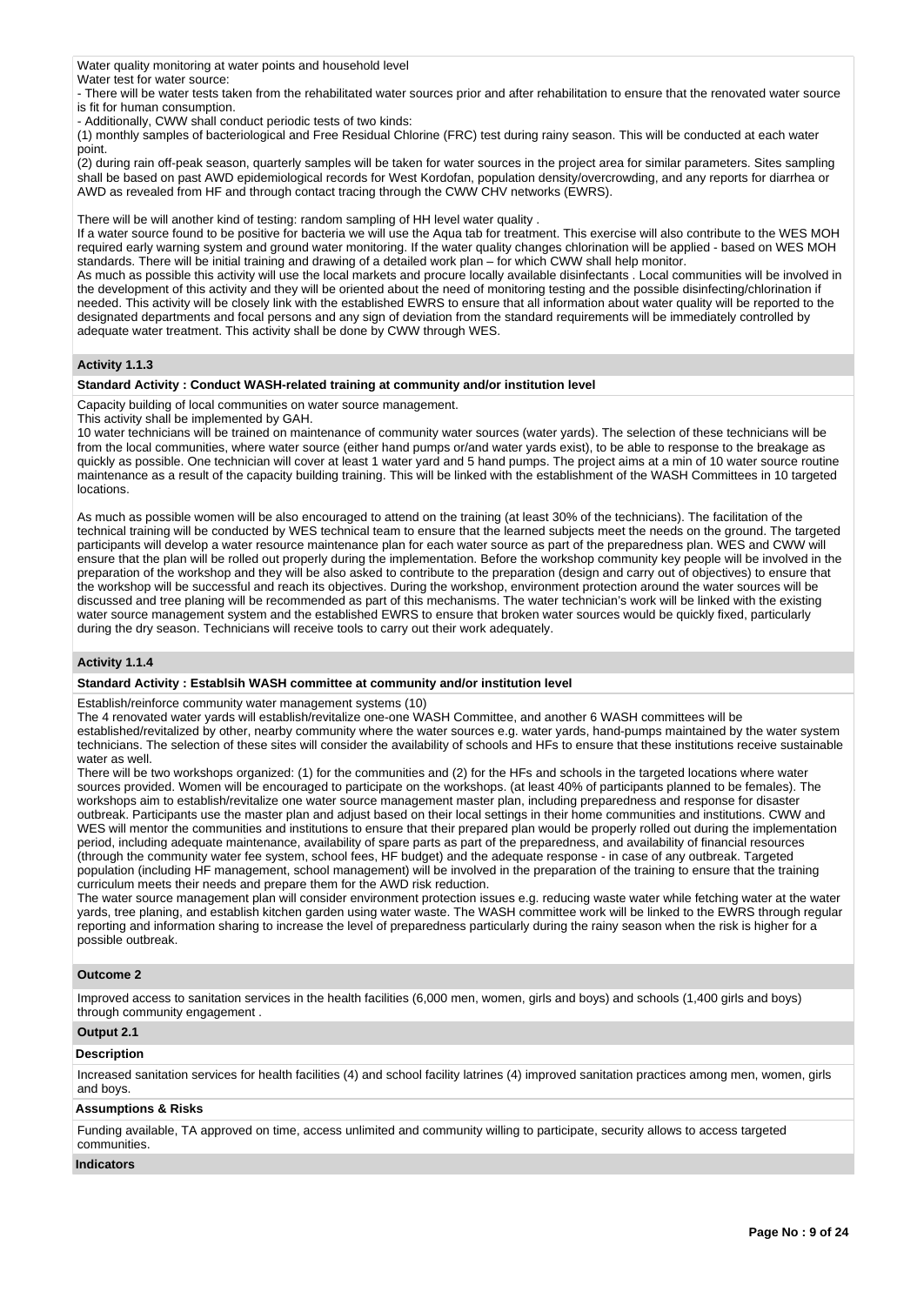Water quality monitoring at water points and household level

Water test for water source:

- There will be water tests taken from the rehabilitated water sources prior and after rehabilitation to ensure that the renovated water source is fit for human consumption.
- Additionally, CWW shall conduct periodic tests of two kinds:

(1) monthly samples of bacteriological and Free Residual Chlorine (FRC) test during rainy season. This will be conducted at each water point.

(2) during rain off-peak season, quarterly samples will be taken for water sources in the project area for similar parameters. Sites sampling shall be based on past AWD epidemiological records for West Kordofan, population density/overcrowding, and any reports for diarrhea or AWD as revealed from HF and through contact tracing through the CWW CHV networks (EWRS).

There will be will another kind of testing: random sampling of HH level water quality .

If a water source found to be positive for bacteria we will use the Aqua tab for treatment. This exercise will also contribute to the WES MOH required early warning system and ground water monitoring. If the water quality changes chlorination will be applied - based on WES MOH standards. There will be initial training and drawing of a detailed work plan – for which CWW shall help monitor.

As much as possible this activity will use the local markets and procure locally available disinfectants . Local communities will be involved in the development of this activity and they will be oriented about the need of monitoring testing and the possible disinfecting/chlorination if needed. This activity will be closely link with the established EWRS to ensure that all information about water quality will be reported to the designated departments and focal persons and any sign of deviation from the standard requirements will be immediately controlled by adequate water treatment. This activity shall be done by CWW through WES.

### Activity 1.1.3

**Standard Activity : Conduct WASH-related training at community and/or institution level**

Capacity building of local communities on water source management.

This activity shall be implemented by GAH.

10 water technicians will be trained on maintenance of community water sources (water yards). The selection of these technicians will be from the local communities, where water source (either hand pumps or/and water yards exist), to be able to response to the breakage as quickly as possible. One technician will cover at least 1 water yard and 5 hand pumps. The project aims at a min of 10 water source routine maintenance as a result of the capacity building training. This will be linked with the establishment of the WASH Committees in 10 targeted locations.

As much as possible women will be also encouraged to attend on the training (at least 30% of the technicians). The facilitation of the technical training will be conducted by WES technical team to ensure that the learned subjects meet the needs on the ground. The targeted participants will develop a water resource maintenance plan for each water source as part of the preparedness plan. WES and CWW will ensure that the plan will be rolled out properly during the implementation. Before the workshop community key people will be involved in the preparation of the workshop and they will be also asked to contribute to the preparation (design and carry out of objectives) to ensure that the workshop will be successful and reach its objectives. During the workshop, environment protection around the water sources will be discussed and tree planing will be recommended as part of this mechanisms. The water technician's work will be linked with the existing water source management system and the established EWRS to ensure that broken water sources would be quickly fixed, particularly during the dry season. Technicians will receive tools to carry out their work adequately.

### Activity 1.1.4

**Standard Activity : Establsih WASH committee at community and/or institution level**

Establish/reinforce community water management systems (10)

The 4 renovated water yards will establish/revitalize one-one WASH Committee, and another 6 WASH committees will be established/revitalized by other, nearby community where the water sources e.g. water yards, hand-pumps maintained by the water system technicians. The selection of these sites will consider the availability of schools and HFs to ensure that these institutions receive sustainable water as well.

There will be two workshops organized: (1) for the communities and (2) for the HFs and schools in the targeted locations where water sources provided. Women will be encouraged to participate on the workshops. (at least 40% of participants planned to be females). The workshops aim to establish/revitalize one water source management master plan, including preparedness and response for disaster outbreak. Participants use the master plan and adjust based on their local settings in their home communities and institutions. CWW and WES will mentor the communities and institutions to ensure that their prepared plan would be properly rolled out during the implementation period, including adequate maintenance, availability of spare parts as part of the preparedness, and availability of financial resources (through the community water fee system, school fees, HF budget) and the adequate response - in case of any outbreak. Targeted population (including HF management, school management) will be involved in the preparation of the training to ensure that the training curriculum meets their needs and prepare them for the AWD risk reduction.

The water source management plan will consider environment protection issues e.g. reducing waste water while fetching water at the water yards, tree planing, and establish kitchen garden using water waste. The WASH committee work will be linked to the EWRS through regular reporting and information sharing to increase the level of preparedness particularly during the rainy season when the risk is higher for a possible outbreak.

### Outcome 2

Improved access to sanitation services in the health facilities (6,000 men, women, girls and boys) and schools (1,400 girls and boys) through community engagement .

### Output 2.1

**Description**

Increased sanitation services for health facilities (4) and school facility latrines (4) improved sanitation practices among men, women, girls and boys.

**Assumptions & Risks**

Funding available, TA approved on time, access unlimited and community willing to participate, security allows to access targeted communities.

**Indicators**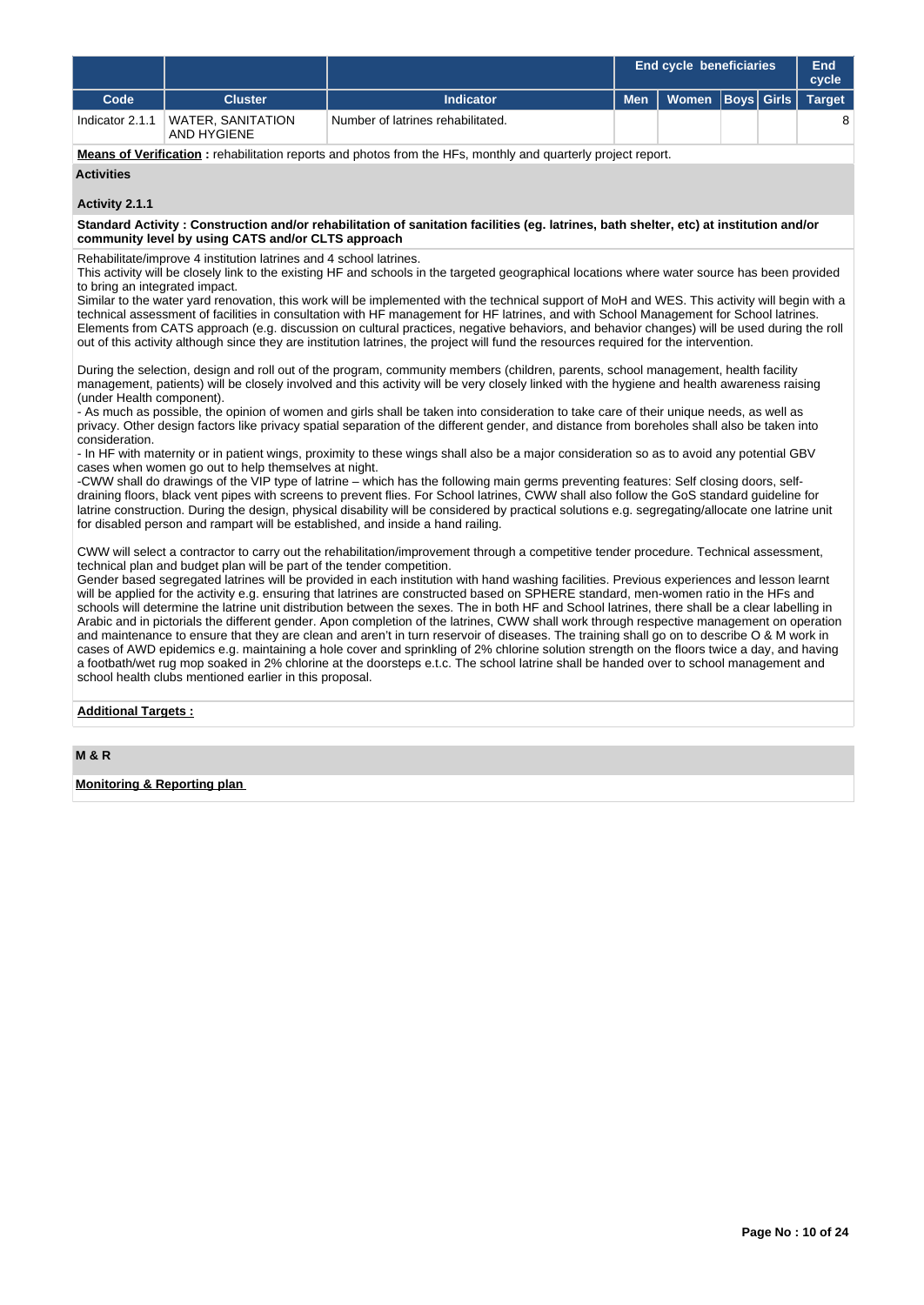| | | | End cycle beneficiaries | | | | End cycle |
|---|---|---|---|---|---|---|---|
| Code | Cluster | Indicator | Men | Women | Boys | Girls | Target |
| Indicator 2.1.1 | WATER, SANITATION AND HYGIENE | Number of latrines rehabilitated. | | | | | 8 |

**Means of Verification :** rehabilitation reports and photos from the HFs, monthly and quarterly project report.

**Activities**

**Activity 2.1.1**

**Standard Activity : Construction and/or rehabilitation of sanitation facilities (eg. latrines, bath shelter, etc) at institution and/or community level by using CATS and/or CLTS approach**

Rehabilitate/improve 4 institution latrines and 4 school latrines.
This activity will be closely link to the existing HF and schools in the targeted geographical locations where water source has been provided to bring an integrated impact.
Similar to the water yard renovation, this work will be implemented with the technical support of MoH and WES. This activity will begin with a technical assessment of facilities in consultation with HF management for HF latrines, and with School Management for School latrines. Elements from CATS approach (e.g. discussion on cultural practices, negative behaviors, and behavior changes) will be used during the roll out of this activity although since they are institution latrines, the project will fund the resources required for the intervention.

During the selection, design and roll out of the program, community members (children, parents, school management, health facility management, patients) will be closely involved and this activity will be very closely linked with the hygiene and health awareness raising (under Health component).
- As much as possible, the opinion of women and girls shall be taken into consideration to take care of their unique needs, as well as privacy. Other design factors like privacy spatial separation of the different gender, and distance from boreholes shall also be taken into consideration.
- In HF with maternity or in patient wings, proximity to these wings shall also be a major consideration so as to avoid any potential GBV cases when women go out to help themselves at night.
-CWW shall do drawings of the VIP type of latrine – which has the following main germs preventing features: Self closing doors, self-draining floors, black vent pipes with screens to prevent flies. For School latrines, CWW shall also follow the GoS standard guideline for latrine construction. During the design, physical disability will be considered by practical solutions e.g. segregating/allocate one latrine unit for disabled person and rampart will be established, and inside a hand railing.

CWW will select a contractor to carry out the rehabilitation/improvement through a competitive tender procedure. Technical assessment, technical plan and budget plan will be part of the tender competition.
Gender based segregated latrines will be provided in each institution with hand washing facilities. Previous experiences and lesson learnt will be applied for the activity e.g. ensuring that latrines are constructed based on SPHERE standard, men-women ratio in the HFs and schools will determine the latrine unit distribution between the sexes. The in both HF and School latrines, there shall be a clear labelling in Arabic and in pictorials the different gender. Apon completion of the latrines, CWW shall work through respective management on operation and maintenance to ensure that they are clean and aren't in turn reservoir of diseases. The training shall go on to describe O & M work in cases of AWD epidemics e.g. maintaining a hole cover and sprinkling of 2% chlorine solution strength on the floors twice a day, and having a footbath/wet rug mop soaked in 2% chlorine at the doorsteps e.t.c. The school latrine shall be handed over to school management and school health clubs mentioned earlier in this proposal.

**Additional Targets :**

**M & R**

**Monitoring & Reporting plan**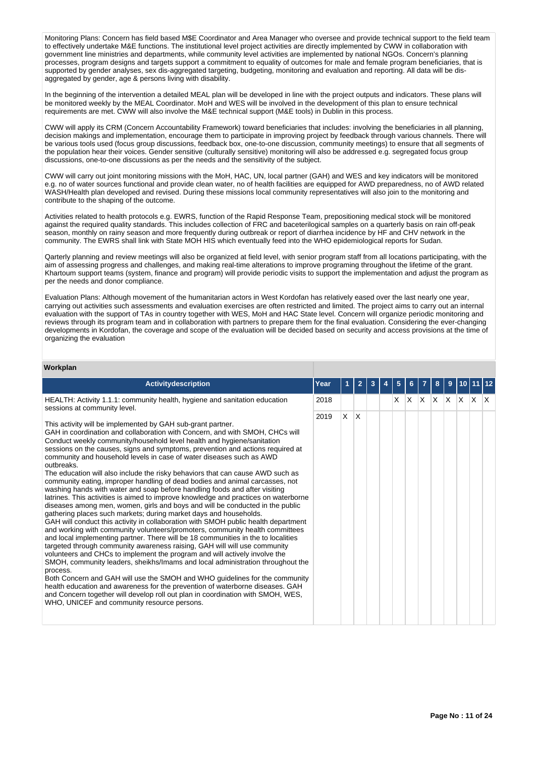Monitoring Plans: Concern has field based M$E Coordinator and Area Manager who oversee and provide technical support to the field team to effectively undertake M&E functions. The institutional level project activities are directly implemented by CWW in collaboration with government line ministries and departments, while community level activities are implemented by national NGOs. Concern's planning processes, program designs and targets support a commitment to equality of outcomes for male and female program beneficiaries, that is supported by gender analyses, sex dis-aggregated targeting, budgeting, monitoring and evaluation and reporting. All data will be dis-aggregated by gender, age & persons living with disability.

In the beginning of the intervention a detailed MEAL plan will be developed in line with the project outputs and indicators. These plans will be monitored weekly by the MEAL Coordinator. MoH and WES will be involved in the development of this plan to ensure technical requirements are met. CWW will also involve the M&E technical support (M&E tools) in Dublin in this process.

CWW will apply its CRM (Concern Accountability Framework) toward beneficiaries that includes: involving the beneficiaries in all planning, decision makings and implementation, encourage them to participate in improving project by feedback through various channels. There will be various tools used (focus group discussions, feedback box, one-to-one discussion, community meetings) to ensure that all segments of the population hear their voices. Gender sensitive (culturally sensitive) monitoring will also be addressed e.g. segregated focus group discussions, one-to-one discussions as per the needs and the sensitivity of the subject.

CWW will carry out joint monitoring missions with the MoH, HAC, UN, local partner (GAH) and WES and key indicators will be monitored e.g. no of water sources functional and provide clean water, no of health facilities are equipped for AWD preparedness, no of AWD related WASH/Health plan developed and revised. During these missions local community representatives will also join to the monitoring and contribute to the shaping of the outcome.

Activities related to health protocols e.g. EWRS, function of the Rapid Response Team, prepositioning medical stock will be monitored against the required quality standards. This includes collection of FRC and baceteriological samples on a quarterly basis on rain off-peak season, monthly on rainy season and more frequently during outbreak or report of diarrhea incidence by HF and CHV network in the community. The EWRS shall link with State MOH HIS which eventually feed into the WHO epidemiological reports for Sudan.

Qarterly planning and review meetings will also be organized at field level, with senior program staff from all locations participating, with the aim of assessing progress and challenges, and making real-time alterations to improve programing throughout the lifetime of the grant. Khartoum support teams (system, finance and program) will provide periodic visits to support the implementation and adjust the program as per the needs and donor compliance.

Evaluation Plans: Although movement of the humanitarian actors in West Kordofan has relatively eased over the last nearly one year, carrying out activities such assessments and evaluation exercises are often restricted and limited. The project aims to carry out an internal evaluation with the support of TAs in country together with WES, MoH and HAC State level. Concern will organize periodic monitoring and reviews through its program team and in collaboration with partners to prepare them for the final evaluation. Considering the ever-changing developments in Kordofan, the coverage and scope of the evaluation will be decided based on security and access provisions at the time of organizing the evaluation

**Workplan**

| Activitydescription | Year | 1 | 2 | 3 | 4 | 5 | 6 | 7 | 8 | 9 | 10 | 11 | 12 |
|---|---|---|---|---|---|---|---|---|---|---|---|---|---|
| HEALTH: Activity 1.1.1: community health, hygiene and sanitation education sessions at community level.<br><br>This activity will be implemented by GAH sub-grant partner.<br>GAH in coordination and collaboration with Concern, and with SMOH, CHCs will Conduct weekly community/household level health and hygiene/sanitation sessions on the causes, signs and symptoms, prevention and actions required at community and household levels in case of water diseases such as AWD outbreaks.<br>The education will also include the risky behaviors that can cause AWD such as community eating, improper handling of dead bodies and animal carcasses, not washing hands with water and soap before handling foods and after visiting latrines. This activities is aimed to improve knowledge and practices on waterborne diseases among men, women, girls and boys and will be conducted in the public gathering places such markets; during market days and households.<br>GAH will conduct this activity in collaboration with SMOH public health department and working with community volunteers/promoters, community health committees and local implementing partner. There will be 18 communities in the to localities targeted through community awareness raising, GAH will will use community volunteers and CHCs to implement the program and will actively involve the SMOH, community leaders, sheikhs/Imams and local administration throughout the process.<br>Both Concern and GAH will use the SMOH and WHO guidelines for the community health education and awareness for the prevention of waterborne diseases. GAH and Concern together will develop roll out plan in coordination with SMOH, WES, WHO, UNICEF and community resource persons. | 2018 | | | | | X | X | X | X | X | X | X | X |
| | 2019 | X | X | | | | | | | | | | |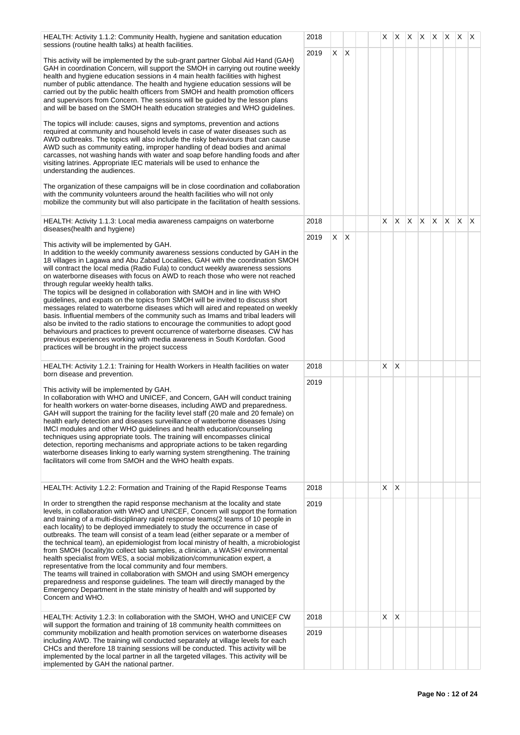| Activity | Year | 1 | 2 | 3 | 4 | 5 | 6 | 7 | 8 | 9 | 10 | 11 | 12 |
|---|---|---|---|---|---|---|---|---|---|---|---|---|---|
| HEALTH: Activity 1.1.2: Community Health, hygiene and sanitation education sessions (routine health talks) at health facilities.<br><br>This activity will be implemented by the sub-grant partner Global Aid Hand (GAH) GAH in coordination Concern, will support the SMOH in carrying out routine weekly health and hygiene education sessions in 4 main health facilities with highest number of public attendance. The health and hygiene education sessions will be carried out by the public health officers from SMOH and health promotion officers and supervisors from Concern. The sessions will be guided by the lesson plans and will be based on the SMOH health education strategies and WHO guidelines.<br><br>The topics will include: causes, signs and symptoms, prevention and actions required at community and household levels in case of water diseases such as AWD outbreaks. The topics will also include the risky behaviours that can cause AWD such as community eating, improper handling of dead bodies and animal carcasses, not washing hands with water and soap before handling foods and after visiting latrines. Appropriate IEC materials will be used to enhance the understanding the audiences.<br><br>The organization of these campaigns will be in close coordination and collaboration with the community volunteers around the health facilities who will not only mobilize the community but will also participate in the facilitation of health sessions. | 2018 | | | | | X | X | X | X | X | X | X | X |
| | 2019 | X | X | | | | | | | | | | |
| HEALTH: Activity 1.1.3: Local media awareness campaigns on waterborne diseases(health and hygiene)<br><br>This activity will be implemented by GAH.<br>In addition to the weekly community awareness sessions conducted by GAH in the 18 villages in Lagawa and Abu Zabad Localities, GAH with the coordination SMOH will contract the local media (Radio Fula) to conduct weekly awareness sessions on waterborne diseases with focus on AWD to reach those who were not reached through regular weekly health talks.<br>The topics will be designed in collaboration with SMOH and in line with WHO guidelines, and expats on the topics from SMOH will be invited to discuss short messages related to waterborne diseases which will aired and repeated on weekly basis. Influential members of the community such as Imams and tribal leaders will also be invited to the radio stations to encourage the communities to adopt good behaviours and practices to prevent occurrence of waterborne diseases. CW has previous experiences working with media awareness in South Kordofan. Good practices will be brought in the project success | 2018 | | | | | X | X | X | X | X | X | X | X |
| | 2019 | X | X | | | | | | | | | | |
| HEALTH: Activity 1.2.1: Training for Health Workers in Health facilities on water born disease and prevention.<br><br>This activity will be implemented by GAH.<br>In collaboration with WHO and UNICEF, and Concern, GAH will conduct training for health workers on water-borne diseases, including AWD and preparedness. GAH will support the training for the facility level staff (20 male and 20 female) on health early detection and diseases surveillance of waterborne diseases Using IMCI modules and other WHO guidelines and health education/counseling techniques using appropriate tools. The training will encompasses clinical detection, reporting mechanisms and appropriate actions to be taken regarding waterborne diseases linking to early warning system strengthening. The training facilitators will come from SMOH and the WHO health expats. | 2018 | | | | | X | X | | | | | | |
| | 2019 | | | | | | | | | | | | |
| HEALTH: Activity 1.2.2: Formation and Training of the Rapid Response Teams<br><br>In order to strengthen the rapid response mechanism at the locality and state levels, in collaboration with WHO and UNICEF, Concern will support the formation and training of a multi-disciplinary rapid response teams(2 teams of 10 people in each locality) to be deployed immediately to study the occurrence in case of outbreaks. The team will consist of a team lead (either separate or a member of the technical team), an epidemiologist from local ministry of health, a microbiologist from SMOH (locality)to collect lab samples, a clinician, a WASH/ environmental health specialist from WES, a social mobilization/communication expert, a representative from the local community and four members.<br>The teams will trained in collaboration with SMOH and using SMOH emergency preparedness and response guidelines. The team will directly managed by the Emergency Department in the state ministry of health and will supported by Concern and WHO. | 2018 | | | | | X | X | | | | | | |
| | 2019 | | | | | | | | | | | | |
| HEALTH: Activity 1.2.3: In collaboration with the SMOH, WHO and UNICEF CW will support the formation and training of 18 community health committees on community mobilization and health promotion services on waterborne diseases including AWD. The training will conducted separately at village levels for each CHCs and therefore 18 training sessions will be conducted. This activity will be implemented by the local partner in all the targeted villages. This activity will be implemented by GAH the national partner. | 2018 | | | | | X | X | | | | | | |
| | 2019 | | | | | | | | | | | | |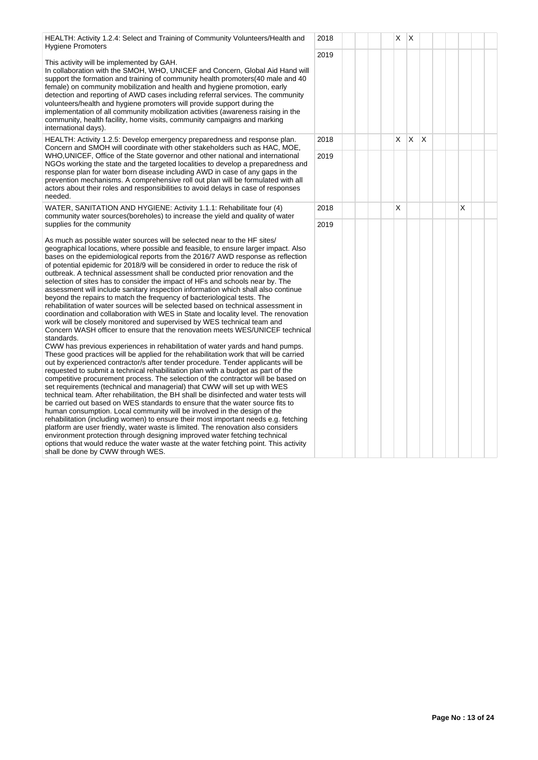| Activity | Year | 1 | 2 | 3 | 4 | 5 | 6 | 7 | 8 | 9 | 10 | 11 | 12 |
|---|---|---|---|---|---|---|---|---|---|---|---|---|---|
| HEALTH: Activity 1.2.4: Select and Training of Community Volunteers/Health and Hygiene Promoters<br><br>This activity will be implemented by GAH.<br>In collaboration with the SMOH, WHO, UNICEF and Concern, Global Aid Hand will support the formation and training of community health promoters(40 male and 40 female) on community mobilization and health and hygiene promotion, early detection and reporting of AWD cases including referral services. The community volunteers/health and hygiene promoters will provide support during the implementation of all community mobilization activities (awareness raising in the community, health facility, home visits, community campaigns and marking international days). | 2018 | | | | | X | X | | | | | | |
| | 2019 | | | | | | | | | | | | |
| HEALTH: Activity 1.2.5: Develop emergency preparedness and response plan.<br>Concern and SMOH will coordinate with other stakeholders such as HAC, MOE, WHO,UNICEF, Office of the State governor and other national and international NGOs working the state and the targeted localities to develop a preparedness and response plan for water born disease including AWD in case of any gaps in the prevention mechanisms. A comprehensive roll out plan will be formulated with all actors about their roles and responsibilities to avoid delays in case of responses needed. | 2018 | | | | | X | X | X | | | | | |
| | 2019 | | | | | | | | | | | | |
| WATER, SANITATION AND HYGIENE: Activity 1.1.1: Rehabilitate four (4) community water sources(boreholes) to increase the yield and quality of water supplies for the community<br><br>As much as possible water sources will be selected near to the HF sites/ geographical locations, where possible and feasible, to ensure larger impact. Also bases on the epidemiological reports from the 2016/7 AWD response as reflection of potential epidemic for 2018/9 will be considered in order to reduce the risk of outbreak. A technical assessment shall be conducted prior renovation and the selection of sites has to consider the impact of HFs and schools near by. The assessment will include sanitary inspection information which shall also continue beyond the repairs to match the frequency of bacteriological tests. The rehabilitation of water sources will be selected based on technical assessment in coordination and collaboration with WES in State and locality level. The renovation work will be closely monitored and supervised by WES technical team and Concern WASH officer to ensure that the renovation meets WES/UNICEF technical standards.<br>CWW has previous experiences in rehabilitation of water yards and hand pumps. These good practices will be applied for the rehabilitation work that will be carried out by experienced contractor/s after tender procedure. Tender applicants will be requested to submit a technical rehabilitation plan with a budget as part of the competitive procurement process. The selection of the contractor will be based on set requirements (technical and managerial) that CWW will set up with WES technical team. After rehabilitation, the BH shall be disinfected and water tests will be carried out based on WES standards to ensure that the water source fits to human consumption. Local community will be involved in the design of the rehabilitation (including women) to ensure their most important needs e.g. fetching platform are user friendly, water waste is limited. The renovation also considers environment protection through designing improved water fetching technical options that would reduce the water waste at the water fetching point. This activity shall be done by CWW through WES. | 2018 | | | | | X | | | | | X | | |
| | 2019 | | | | | | | | | | | | |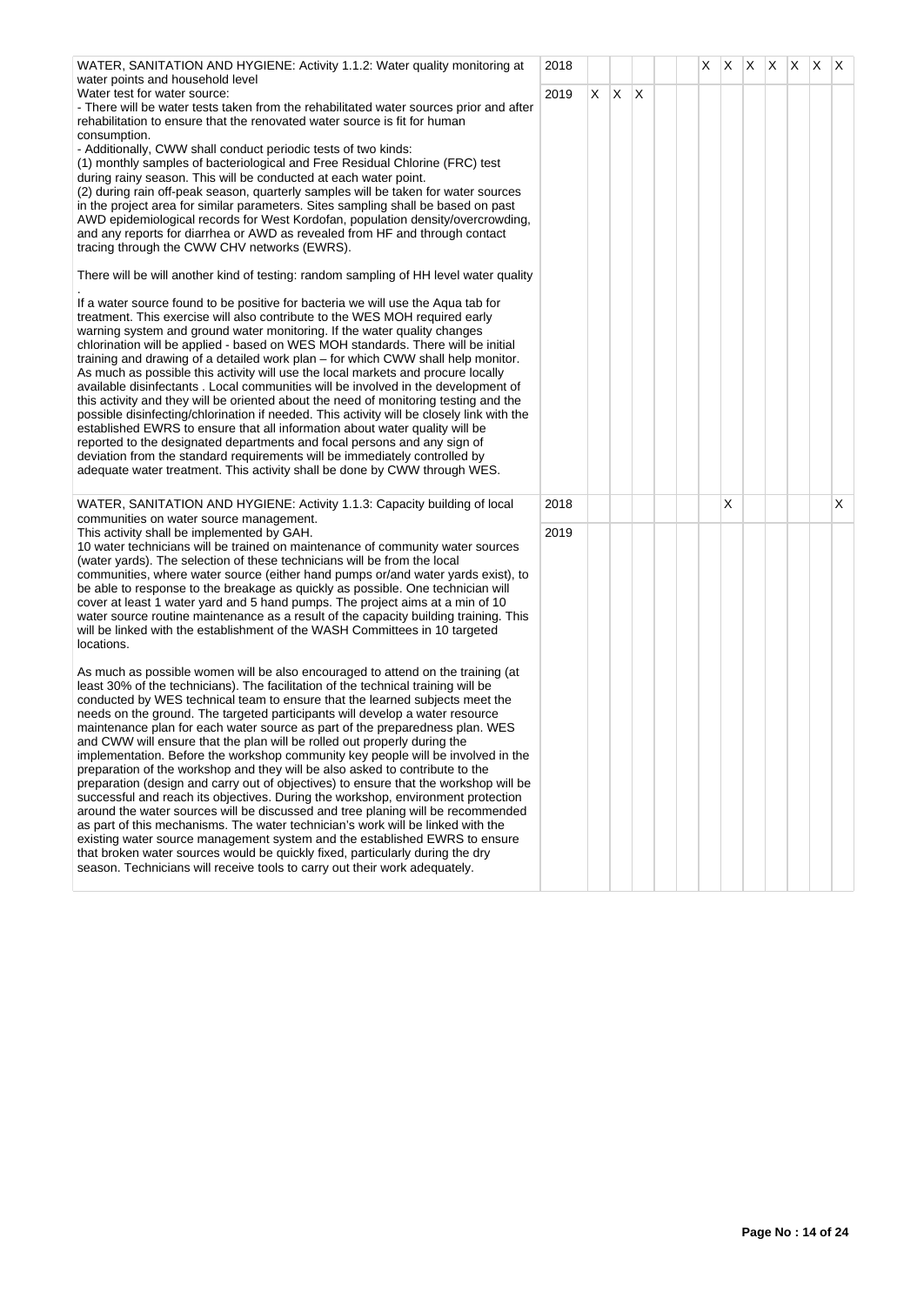| Activity | Year | 1 | 2 | 3 | 4 | 5 | 6 | 7 | 8 | 9 | 10 | 11 | 12 |
|---|---|---|---|---|---|---|---|---|---|---|---|---|---|
| WATER, SANITATION AND HYGIENE: Activity 1.1.2: Water quality monitoring at water points and household level<br>Water test for water source:<br>- There will be water tests taken from the rehabilitated water sources prior and after rehabilitation to ensure that the renovated water source is fit for human consumption.<br>- Additionally, CWW shall conduct periodic tests of two kinds:<br>(1) monthly samples of bacteriological and Free Residual Chlorine (FRC) test during rainy season. This will be conducted at each water point.<br>(2) during rain off-peak season, quarterly samples will be taken for water sources in the project area for similar parameters. Sites sampling shall be based on past AWD epidemiological records for West Kordofan, population density/overcrowding, and any reports for diarrhea or AWD as revealed from HF and through contact tracing through the CWW CHV networks (EWRS).<br><br>There will be will another kind of testing: random sampling of HH level water quality<br>.<br>If a water source found to be positive for bacteria we will use the Aqua tab for treatment. This exercise will also contribute to the WES MOH required early warning system and ground water monitoring. If the water quality changes chlorination will be applied - based on WES MOH standards. There will be initial training and drawing of a detailed work plan – for which CWW shall help monitor. As much as possible this activity will use the local markets and procure locally available disinfectants . Local communities will be involved in the development of this activity and they will be oriented about the need of monitoring testing and the possible disinfecting/chlorination if needed. This activity will be closely link with the established EWRS to ensure that all information about water quality will be reported to the designated departments and focal persons and any sign of deviation from the standard requirements will be immediately controlled by adequate water treatment. This activity shall be done by CWW through WES. | 2018 | | | | | | X | X | X | X | X | X | X |
| | 2019 | X | X | X | | | | | | | | | |
| WATER, SANITATION AND HYGIENE: Activity 1.1.3: Capacity building of local communities on water source management.<br>This activity shall be implemented by GAH.<br>10 water technicians will be trained on maintenance of community water sources (water yards). The selection of these technicians will be from the local communities, where water source (either hand pumps or/and water yards exist), to be able to response to the breakage as quickly as possible. One technician will cover at least 1 water yard and 5 hand pumps. The project aims at a min of 10 water source routine maintenance as a result of the capacity building training. This will be linked with the establishment of the WASH Committees in 10 targeted locations.<br><br>As much as possible women will be also encouraged to attend on the training (at least 30% of the technicians). The facilitation of the technical training will be conducted by WES technical team to ensure that the learned subjects meet the needs on the ground. The targeted participants will develop a water resource maintenance plan for each water source as part of the preparedness plan. WES and CWW will ensure that the plan will be rolled out properly during the implementation. Before the workshop community key people will be involved in the preparation of the workshop and they will be also asked to contribute to the preparation (design and carry out of objectives) to ensure that the workshop will be successful and reach its objectives. During the workshop, environment protection around the water sources will be discussed and tree planing will be recommended as part of this mechanisms. The water technician's work will be linked with the existing water source management system and the established EWRS to ensure that broken water sources would be quickly fixed, particularly during the dry season. Technicians will receive tools to carry out their work adequately. | 2018 | | | | | | | X | | | | | X |
| | 2019 | | | | | | | | | | | | |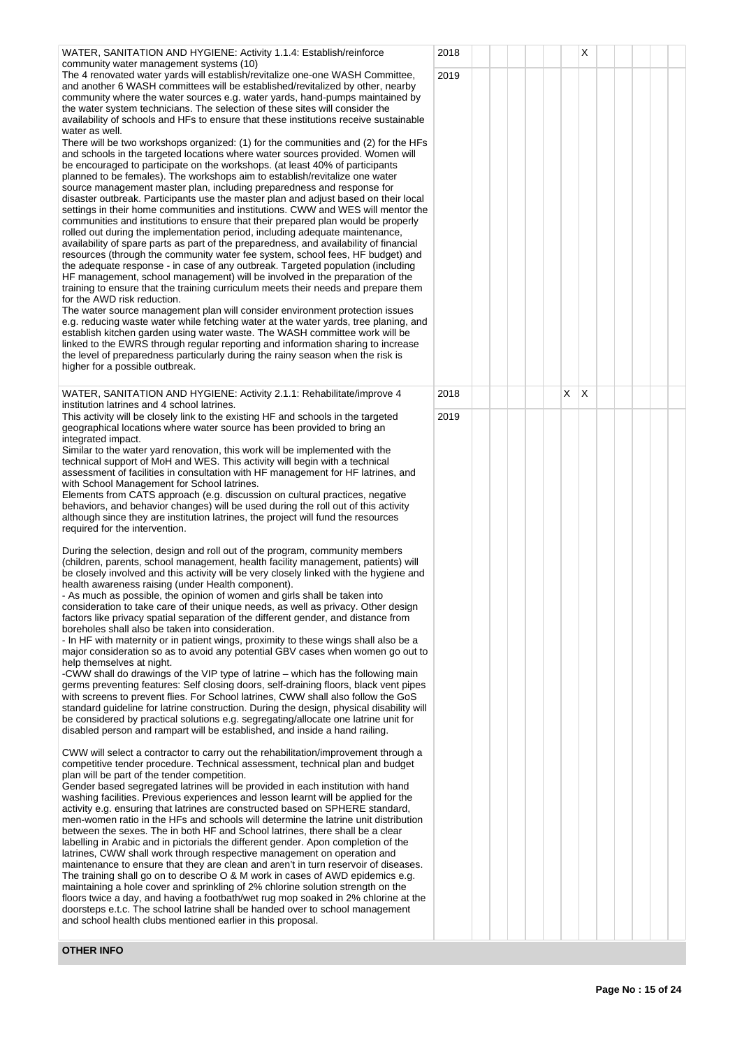| | | | | | | | | | | | | | |
|---|---|---|---|---|---|---|---|---|---|---|---|---|---|
| WATER, SANITATION AND HYGIENE: Activity 1.1.4: Establish/reinforce community water management systems (10) | 2018 | | | | | | | X | | | | | |
| The 4 renovated water yards will establish/revitalize one-one WASH Committee, and another 6 WASH committees will be established/revitalized by other, nearby community where the water sources e.g. water yards, hand-pumps maintained by the water system technicians. The selection of these sites will consider the availability of schools and HFs to ensure that these institutions receive sustainable water as well.<br>There will be two workshops organized: (1) for the communities and (2) for the HFs and schools in the targeted locations where water sources provided. Women will be encouraged to participate on the workshops. (at least 40% of participants planned to be females). The workshops aim to establish/revitalize one water source management master plan, including preparedness and response for disaster outbreak. Participants use the master plan and adjust based on their local settings in their home communities and institutions. CWW and WES will mentor the communities and institutions to ensure that their prepared plan would be properly rolled out during the implementation period, including adequate maintenance, availability of spare parts as part of the preparedness, and availability of financial resources (through the community water fee system, school fees, HF budget) and the adequate response - in case of any outbreak. Targeted population (including HF management, school management) will be involved in the preparation of the training to ensure that the training curriculum meets their needs and prepare them for the AWD risk reduction.<br>The water source management plan will consider environment protection issues e.g. reducing waste water while fetching water at the water yards, tree planing, and establish kitchen garden using water waste. The WASH committee work will be linked to the EWRS through regular reporting and information sharing to increase the level of preparedness particularly during the rainy season when the risk is higher for a possible outbreak. | 2019 | | | | | | | | | | | | |
| WATER, SANITATION AND HYGIENE: Activity 2.1.1: Rehabilitate/improve 4 institution latrines and 4 school latrines. | 2018 | | | | | | X | X | | | | | |
| This activity will be closely link to the existing HF and schools in the targeted geographical locations where water source has been provided to bring an integrated impact.<br>Similar to the water yard renovation, this work will be implemented with the technical support of MoH and WES. This activity will begin with a technical assessment of facilities in consultation with HF management for HF latrines, and with School Management for School latrines.<br>Elements from CATS approach (e.g. discussion on cultural practices, negative behaviors, and behavior changes) will be used during the roll out of this activity although since they are institution latrines, the project will fund the resources required for the intervention.<br><br>During the selection, design and roll out of the program, community members (children, parents, school management, health facility management, patients) will be closely involved and this activity will be very closely linked with the hygiene and health awareness raising (under Health component).<br>- As much as possible, the opinion of women and girls shall be taken into consideration to take care of their unique needs, as well as privacy. Other design factors like privacy spatial separation of the different gender, and distance from boreholes shall also be taken into consideration.<br>- In HF with maternity or in patient wings, proximity to these wings shall also be a major consideration so as to avoid any potential GBV cases when women go out to help themselves at night.<br>-CWW shall do drawings of the VIP type of latrine – which has the following main germs preventing features: Self closing doors, self-draining floors, black vent pipes with screens to prevent flies. For School latrines, CWW shall also follow the GoS standard guideline for latrine construction. During the design, physical disability will be considered by practical solutions e.g. segregating/allocate one latrine unit for disabled person and rampart will be established, and inside a hand railing.<br><br>CWW will select a contractor to carry out the rehabilitation/improvement through a competitive tender procedure. Technical assessment, technical plan and budget plan will be part of the tender competition.<br>Gender based segregated latrines will be provided in each institution with hand washing facilities. Previous experiences and lesson learnt will be applied for the activity e.g. ensuring that latrines are constructed based on SPHERE standard, men-women ratio in the HFs and schools will determine the latrine unit distribution between the sexes. The in both HF and School latrines, there shall be a clear labelling in Arabic and in pictorials the different gender. Apon completion of the latrines, CWW shall work through respective management on operation and maintenance to ensure that they are clean and aren't in turn reservoir of diseases. The training shall go on to describe O & M work in cases of AWD epidemics e.g. maintaining a hole cover and sprinkling of 2% chlorine solution strength on the floors twice a day, and having a footbath/wet rug mop soaked in 2% chlorine at the doorsteps e.t.c. The school latrine shall be handed over to school management and school health clubs mentioned earlier in this proposal. | 2019 | | | | | | | | | | | | |

**OTHER INFO**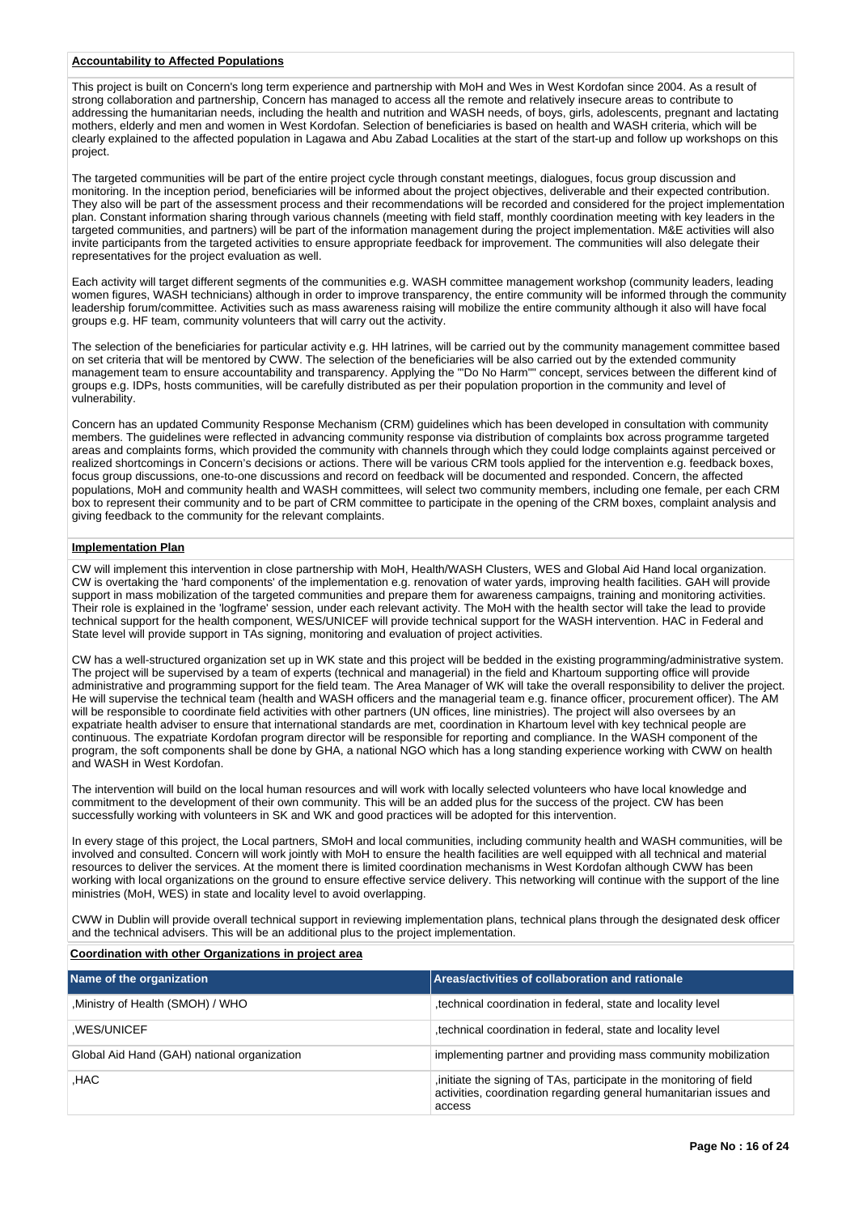**Accountability to Affected Populations**

This project is built on Concern's long term experience and partnership with MoH and Wes in West Kordofan since 2004. As a result of strong collaboration and partnership, Concern has managed to access all the remote and relatively insecure areas to contribute to addressing the humanitarian needs, including the health and nutrition and WASH needs, of boys, girls, adolescents, pregnant and lactating mothers, elderly and men and women in West Kordofan. Selection of beneficiaries is based on health and WASH criteria, which will be clearly explained to the affected population in Lagawa and Abu Zabad Localities at the start of the start-up and follow up workshops on this project.

The targeted communities will be part of the entire project cycle through constant meetings, dialogues, focus group discussion and monitoring. In the inception period, beneficiaries will be informed about the project objectives, deliverable and their expected contribution. They also will be part of the assessment process and their recommendations will be recorded and considered for the project implementation plan. Constant information sharing through various channels (meeting with field staff, monthly coordination meeting with key leaders in the targeted communities, and partners) will be part of the information management during the project implementation. M&E activities will also invite participants from the targeted activities to ensure appropriate feedback for improvement. The communities will also delegate their representatives for the project evaluation as well.

Each activity will target different segments of the communities e.g. WASH committee management workshop (community leaders, leading women figures, WASH technicians) although in order to improve transparency, the entire community will be informed through the community leadership forum/committee. Activities such as mass awareness raising will mobilize the entire community although it also will have focal groups e.g. HF team, community volunteers that will carry out the activity.

The selection of the beneficiaries for particular activity e.g. HH latrines, will be carried out by the community management committee based on set criteria that will be mentored by CWW. The selection of the beneficiaries will be also carried out by the extended community management team to ensure accountability and transparency. Applying the '"Do No Harm"' concept, services between the different kind of groups e.g. IDPs, hosts communities, will be carefully distributed as per their population proportion in the community and level of vulnerability.

Concern has an updated Community Response Mechanism (CRM) guidelines which has been developed in consultation with community members. The guidelines were reflected in advancing community response via distribution of complaints box across programme targeted areas and complaints forms, which provided the community with channels through which they could lodge complaints against perceived or realized shortcomings in Concern's decisions or actions. There will be various CRM tools applied for the intervention e.g. feedback boxes, focus group discussions, one-to-one discussions and record on feedback will be documented and responded. Concern, the affected populations, MoH and community health and WASH committees, will select two community members, including one female, per each CRM box to represent their community and to be part of CRM committee to participate in the opening of the CRM boxes, complaint analysis and giving feedback to the community for the relevant complaints.

**Implementation Plan**

CW will implement this intervention in close partnership with MoH, Health/WASH Clusters, WES and Global Aid Hand local organization. CW is overtaking the 'hard components' of the implementation e.g. renovation of water yards, improving health facilities. GAH will provide support in mass mobilization of the targeted communities and prepare them for awareness campaigns, training and monitoring activities. Their role is explained in the 'logframe' session, under each relevant activity. The MoH with the health sector will take the lead to provide technical support for the health component, WES/UNICEF will provide technical support for the WASH intervention. HAC in Federal and State level will provide support in TAs signing, monitoring and evaluation of project activities.

CW has a well-structured organization set up in WK state and this project will be bedded in the existing programming/administrative system. The project will be supervised by a team of experts (technical and managerial) in the field and Khartoum supporting office will provide administrative and programming support for the field team. The Area Manager of WK will take the overall responsibility to deliver the project. He will supervise the technical team (health and WASH officers and the managerial team e.g. finance officer, procurement officer). The AM will be responsible to coordinate field activities with other partners (UN offices, line ministries). The project will also oversees by an expatriate health adviser to ensure that international standards are met, coordination in Khartoum level with key technical people are continuous. The expatriate Kordofan program director will be responsible for reporting and compliance. In the WASH component of the program, the soft components shall be done by GHA, a national NGO which has a long standing experience working with CWW on health and WASH in West Kordofan.

The intervention will build on the local human resources and will work with locally selected volunteers who have local knowledge and commitment to the development of their own community. This will be an added plus for the success of the project. CW has been successfully working with volunteers in SK and WK and good practices will be adopted for this intervention.

In every stage of this project, the Local partners, SMoH and local communities, including community health and WASH communities, will be involved and consulted. Concern will work jointly with MoH to ensure the health facilities are well equipped with all technical and material resources to deliver the services. At the moment there is limited coordination mechanisms in West Kordofan although CWW has been working with local organizations on the ground to ensure effective service delivery. This networking will continue with the support of the line ministries (MoH, WES) in state and locality level to avoid overlapping.

CWW in Dublin will provide overall technical support in reviewing implementation plans, technical plans through the designated desk officer and the technical advisers. This will be an additional plus to the project implementation.

**Coordination with other Organizations in project area**

| Name of the organization | Areas/activities of collaboration and rationale |
|---|---|
| ,Ministry of Health (SMOH) / WHO | ,technical coordination in federal, state and locality level |
| ,WES/UNICEF | ,technical coordination in federal, state and locality level |
| Global Aid Hand (GAH) national organization | implementing partner and providing mass community mobilization |
| ,HAC | ,initiate the signing of TAs, participate in the monitoring of field activities, coordination regarding general humanitarian issues and access |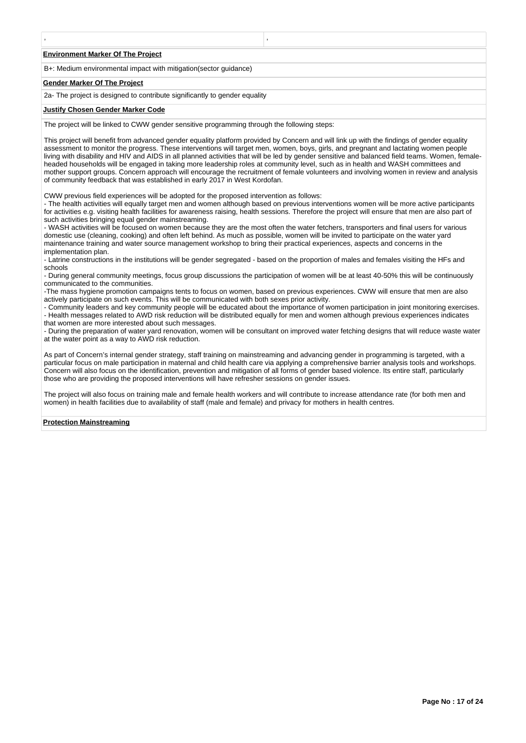,		,

**Environment Marker Of The Project**

B+: Medium environmental impact with mitigation(sector guidance)

**Gender Marker Of The Project**

2a- The project is designed to contribute significantly to gender equality

**Justify Chosen Gender Marker Code**

The project will be linked to CWW gender sensitive programming through the following steps:

This project will benefit from advanced gender equality platform provided by Concern and will link up with the findings of gender equality assessment to monitor the progress. These interventions will target men, women, boys, girls, and pregnant and lactating women people living with disability and HIV and AIDS in all planned activities that will be led by gender sensitive and balanced field teams. Women, female-headed households will be engaged in taking more leadership roles at community level, such as in health and WASH committees and mother support groups. Concern approach will encourage the recruitment of female volunteers and involving women in review and analysis of community feedback that was established in early 2017 in West Kordofan.

CWW previous field experiences will be adopted for the proposed intervention as follows:
- The health activities will equally target men and women although based on previous interventions women will be more active participants for activities e.g. visiting health facilities for awareness raising, health sessions. Therefore the project will ensure that men are also part of such activities bringing equal gender mainstreaming.
- WASH activities will be focused on women because they are the most often the water fetchers, transporters and final users for various domestic use (cleaning, cooking) and often left behind. As much as possible, women will be invited to participate on the water yard maintenance training and water source management workshop to bring their practical experiences, aspects and concerns in the implementation plan.
- Latrine constructions in the institutions will be gender segregated - based on the proportion of males and females visiting the HFs and schools
- During general community meetings, focus group discussions the participation of women will be at least 40-50% this will be continuously communicated to the communities.
-The mass hygiene promotion campaigns tents to focus on women, based on previous experiences. CWW will ensure that men are also actively participate on such events. This will be communicated with both sexes prior activity.
- Community leaders and key community people will be educated about the importance of women participation in joint monitoring exercises.
- Health messages related to AWD risk reduction will be distributed equally for men and women although previous experiences indicates that women are more interested about such messages.
- During the preparation of water yard renovation, women will be consultant on improved water fetching designs that will reduce waste water at the water point as a way to AWD risk reduction.

As part of Concern's internal gender strategy, staff training on mainstreaming and advancing gender in programming is targeted, with a particular focus on male participation in maternal and child health care via applying a comprehensive barrier analysis tools and workshops. Concern will also focus on the identification, prevention and mitigation of all forms of gender based violence. Its entire staff, particularly those who are providing the proposed interventions will have refresher sessions on gender issues.

The project will also focus on training male and female health workers and will contribute to increase attendance rate (for both men and women) in health facilities due to availability of staff (male and female) and privacy for mothers in health centres.

**Protection Mainstreaming**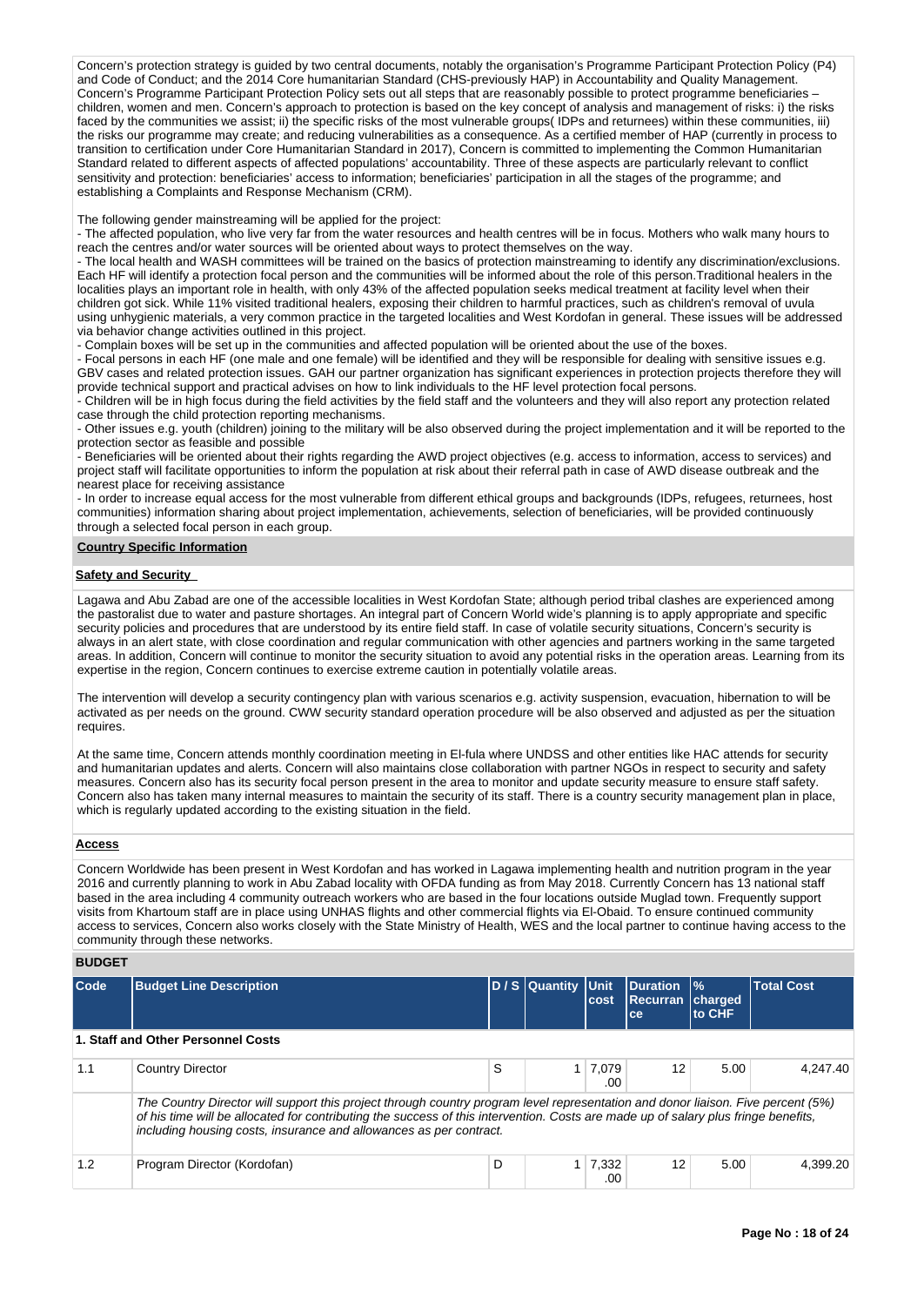Concern's protection strategy is guided by two central documents, notably the organisation's Programme Participant Protection Policy (P4) and Code of Conduct; and the 2014 Core humanitarian Standard (CHS-previously HAP) in Accountability and Quality Management. Concern's Programme Participant Protection Policy sets out all steps that are reasonably possible to protect programme beneficiaries – children, women and men. Concern's approach to protection is based on the key concept of analysis and management of risks: i) the risks faced by the communities we assist; ii) the specific risks of the most vulnerable groups( IDPs and returnees) within these communities, iii) the risks our programme may create; and reducing vulnerabilities as a consequence. As a certified member of HAP (currently in process to transition to certification under Core Humanitarian Standard in 2017), Concern is committed to implementing the Common Humanitarian Standard related to different aspects of affected populations' accountability. Three of these aspects are particularly relevant to conflict sensitivity and protection: beneficiaries' access to information; beneficiaries' participation in all the stages of the programme; and establishing a Complaints and Response Mechanism (CRM).

The following gender mainstreaming will be applied for the project:
- The affected population, who live very far from the water resources and health centres will be in focus. Mothers who walk many hours to reach the centres and/or water sources will be oriented about ways to protect themselves on the way.
- The local health and WASH committees will be trained on the basics of protection mainstreaming to identify any discrimination/exclusions. Each HF will identify a protection focal person and the communities will be informed about the role of this person.Traditional healers in the localities plays an important role in health, with only 43% of the affected population seeks medical treatment at facility level when their children got sick. While 11% visited traditional healers, exposing their children to harmful practices, such as children's removal of uvula using unhygienic materials, a very common practice in the targeted localities and West Kordofan in general. These issues will be addressed via behavior change activities outlined in this project.
- Complain boxes will be set up in the communities and affected population will be oriented about the use of the boxes.
- Focal persons in each HF (one male and one female) will be identified and they will be responsible for dealing with sensitive issues e.g. GBV cases and related protection issues. GAH our partner organization has significant experiences in protection projects therefore they will provide technical support and practical advises on how to link individuals to the HF level protection focal persons.
- Children will be in high focus during the field activities by the field staff and the volunteers and they will also report any protection related case through the child protection reporting mechanisms.
- Other issues e.g. youth (children) joining to the military will be also observed during the project implementation and it will be reported to the protection sector as feasible and possible
- Beneficiaries will be oriented about their rights regarding the AWD project objectives (e.g. access to information, access to services) and project staff will facilitate opportunities to inform the population at risk about their referral path in case of AWD disease outbreak and the nearest place for receiving assistance
- In order to increase equal access for the most vulnerable from different ethical groups and backgrounds (IDPs, refugees, returnees, host communities) information sharing about project implementation, achievements, selection of beneficiaries, will be provided continuously through a selected focal person in each group.

**Country Specific Information**

**Safety and Security**

Lagawa and Abu Zabad are one of the accessible localities in West Kordofan State; although period tribal clashes are experienced among the pastoralist due to water and pasture shortages. An integral part of Concern World wide's planning is to apply appropriate and specific security policies and procedures that are understood by its entire field staff. In case of volatile security situations, Concern's security is always in an alert state, with close coordination and regular communication with other agencies and partners working in the same targeted areas. In addition, Concern will continue to monitor the security situation to avoid any potential risks in the operation areas. Learning from its expertise in the region, Concern continues to exercise extreme caution in potentially volatile areas.

The intervention will develop a security contingency plan with various scenarios e.g. activity suspension, evacuation, hibernation to will be activated as per needs on the ground. CWW security standard operation procedure will be also observed and adjusted as per the situation requires.

At the same time, Concern attends monthly coordination meeting in El-fula where UNDSS and other entities like HAC attends for security and humanitarian updates and alerts. Concern will also maintains close collaboration with partner NGOs in respect to security and safety measures. Concern also has its security focal person present in the area to monitor and update security measure to ensure staff safety. Concern also has taken many internal measures to maintain the security of its staff. There is a country security management plan in place, which is regularly updated according to the existing situation in the field.

**Access**

Concern Worldwide has been present in West Kordofan and has worked in Lagawa implementing health and nutrition program in the year 2016 and currently planning to work in Abu Zabad locality with OFDA funding as from May 2018. Currently Concern has 13 national staff based in the area including 4 community outreach workers who are based in the four locations outside Muglad town. Frequently support visits from Khartoum staff are in place using UNHAS flights and other commercial flights via El-Obaid. To ensure continued community access to services, Concern also works closely with the State Ministry of Health, WES and the local partner to continue having access to the community through these networks.

## BUDGET

| Code | Budget Line Description | D / S | Quantity | Unit cost | Duration Recurrance | % charged to CHF | Total Cost |
|---|---|---|---|---|---|---|---|
| **1. Staff and Other Personnel Costs** | | | | | | | |
| 1.1 | Country Director | S | 1 | 7,079.00 | 12 | 5.00 | 4,247.40 |
| | *The Country Director will support this project through country program level representation and donor liaison. Five percent (5%) of his time will be allocated for contributing the success of this intervention. Costs are made up of salary plus fringe benefits, including housing costs, insurance and allowances as per contract.* | | | | | | |
| 1.2 | Program Director (Kordofan) | D | 1 | 7,332.00 | 12 | 5.00 | 4,399.20 |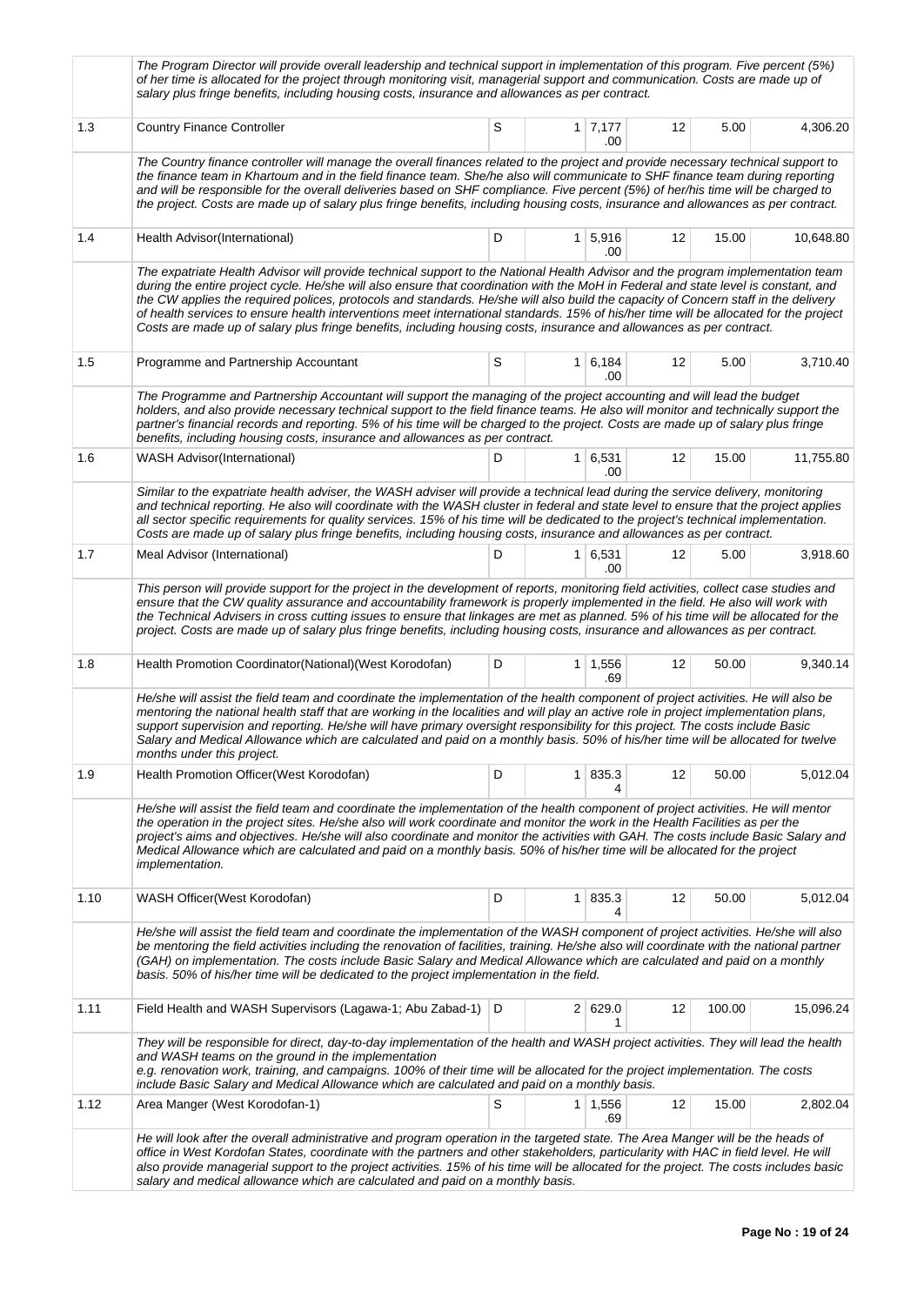| | | | | | | | |
|---|---|---|---|---|---|---|---|
| | *The Program Director will provide overall leadership and technical support in implementation of this program. Five percent (5%) of her time is allocated for the project through monitoring visit, managerial support and communication. Costs are made up of salary plus fringe benefits, including housing costs, insurance and allowances as per contract.* | | | | | | |
| 1.3 | Country Finance Controller | S | 1 | 7,177.00 | 12 | 5.00 | 4,306.20 |
| | *The Country finance controller will manage the overall finances related to the project and provide necessary technical support to the finance team in Khartoum and in the field finance team. She/he also will communicate to SHF finance team during reporting and will be responsible for the overall deliveries based on SHF compliance. Five percent (5%) of her/his time will be charged to the project. Costs are made up of salary plus fringe benefits, including housing costs, insurance and allowances as per contract.* | | | | | | |
| 1.4 | Health Advisor(International) | D | 1 | 5,916.00 | 12 | 15.00 | 10,648.80 |
| | *The expatriate Health Advisor will provide technical support to the National Health Advisor and the program implementation team during the entire project cycle. He/she will also ensure that coordination with the MoH in Federal and state level is constant, and the CW applies the required polices, protocols and standards. He/she will also build the capacity of Concern staff in the delivery of health services to ensure health interventions meet international standards. 15% of his/her time will be allocated for the project Costs are made up of salary plus fringe benefits, including housing costs, insurance and allowances as per contract.* | | | | | | |
| 1.5 | Programme and Partnership Accountant | S | 1 | 6,184.00 | 12 | 5.00 | 3,710.40 |
| | *The Programme and Partnership Accountant will support the managing of the project accounting and will lead the budget holders, and also provide necessary technical support to the field finance teams. He also will monitor and technically support the partner's financial records and reporting. 5% of his time will be charged to the project. Costs are made up of salary plus fringe benefits, including housing costs, insurance and allowances as per contract.* | | | | | | |
| 1.6 | WASH Advisor(International) | D | 1 | 6,531.00 | 12 | 15.00 | 11,755.80 |
| | *Similar to the expatriate health adviser, the WASH adviser will provide a technical lead during the service delivery, monitoring and technical reporting. He also will coordinate with the WASH cluster in federal and state level to ensure that the project applies all sector specific requirements for quality services. 15% of his time will be dedicated to the project's technical implementation. Costs are made up of salary plus fringe benefits, including housing costs, insurance and allowances as per contract.* | | | | | | |
| 1.7 | Meal Advisor (International) | D | 1 | 6,531.00 | 12 | 5.00 | 3,918.60 |
| | *This person will provide support for the project in the development of reports, monitoring field activities, collect case studies and ensure that the CW quality assurance and accountability framework is properly implemented in the field. He also will work with the Technical Advisers in cross cutting issues to ensure that linkages are met as planned. 5% of his time will be allocated for the project. Costs are made up of salary plus fringe benefits, including housing costs, insurance and allowances as per contract.* | | | | | | |
| 1.8 | Health Promotion Coordinator(National)(West Korodofan) | D | 1 | 1,556.69 | 12 | 50.00 | 9,340.14 |
| | *He/she will assist the field team and coordinate the implementation of the health component of project activities. He will also be mentoring the national health staff that are working in the localities and will play an active role in project implementation plans, support supervision and reporting. He/she will have primary oversight responsibility for this project. The costs include Basic Salary and Medical Allowance which are calculated and paid on a monthly basis. 50% of his/her time will be allocated for twelve months under this project.* | | | | | | |
| 1.9 | Health Promotion Officer(West Korodofan) | D | 1 | 835.34 | 12 | 50.00 | 5,012.04 |
| | *He/she will assist the field team and coordinate the implementation of the health component of project activities. He will mentor the operation in the project sites. He/she also will work coordinate and monitor the work in the Health Facilities as per the project's aims and objectives. He/she will also coordinate and monitor the activities with GAH. The costs include Basic Salary and Medical Allowance which are calculated and paid on a monthly basis. 50% of his/her time will be allocated for the project implementation.* | | | | | | |
| 1.10 | WASH Officer(West Korodofan) | D | 1 | 835.34 | 12 | 50.00 | 5,012.04 |
| | *He/she will assist the field team and coordinate the implementation of the WASH component of project activities. He/she will also be mentoring the field activities including the renovation of facilities, training. He/she also will coordinate with the national partner (GAH) on implementation. The costs include Basic Salary and Medical Allowance which are calculated and paid on a monthly basis. 50% of his/her time will be dedicated to the project implementation in the field.* | | | | | | |
| 1.11 | Field Health and WASH Supervisors (Lagawa-1; Abu Zabad-1) | D | 2 | 629.01 | 12 | 100.00 | 15,096.24 |
| | *They will be responsible for direct, day-to-day implementation of the health and WASH project activities. They will lead the health and WASH teams on the ground in the implementation e.g. renovation work, training, and campaigns. 100% of their time will be allocated for the project implementation. The costs include Basic Salary and Medical Allowance which are calculated and paid on a monthly basis.* | | | | | | |
| 1.12 | Area Manger (West Korodofan-1) | S | 1 | 1,556.69 | 12 | 15.00 | 2,802.04 |
| | *He will look after the overall administrative and program operation in the targeted state. The Area Manger will be the heads of office in West Kordofan States, coordinate with the partners and other stakeholders, particularity with HAC in field level. He will also provide managerial support to the project activities. 15% of his time will be allocated for the project. The costs includes basic salary and medical allowance which are calculated and paid on a monthly basis.* | | | | | | |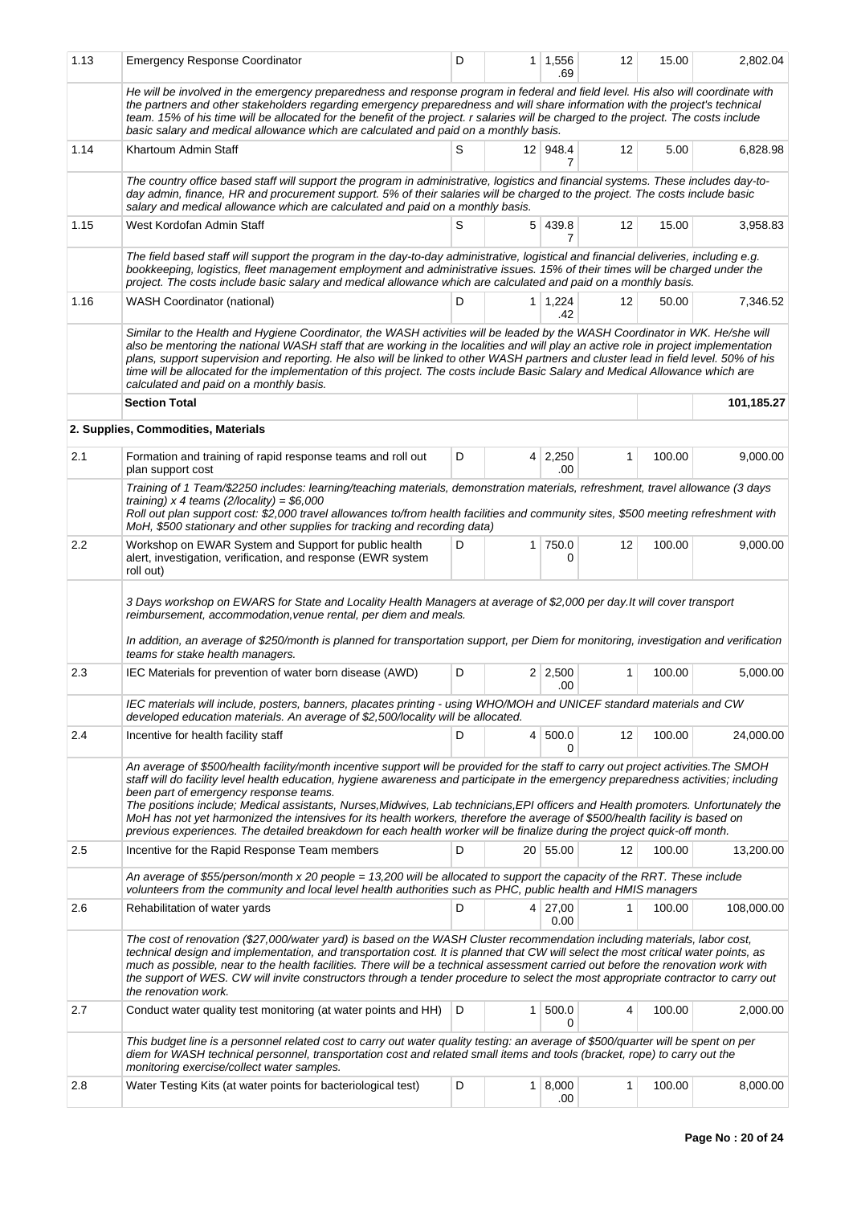| 1.13 | Emergency Response Coordinator | D | 1 | 1,556.69 | 12 | 15.00 | 2,802.04 |
|---|---|---|---|---|---|---|---|
| | *He will be involved in the emergency preparedness and response program in federal and field level. His also will coordinate with the partners and other stakeholders regarding emergency preparedness and will share information with the project's technical team. 15% of his time will be allocated for the benefit of the project. r salaries will be charged to the project. The costs include basic salary and medical allowance which are calculated and paid on a monthly basis.* | | | | | | |
| 1.14 | Khartoum Admin Staff | S | 12 | 948.47 | 12 | 5.00 | 6,828.98 |
| | *The country office based staff will support the program in administrative, logistics and financial systems. These includes day-to-day admin, finance, HR and procurement support. 5% of their salaries will be charged to the project. The costs include basic salary and medical allowance which are calculated and paid on a monthly basis.* | | | | | | |
| 1.15 | West Kordofan Admin Staff | S | 5 | 439.87 | 12 | 15.00 | 3,958.83 |
| | *The field based staff will support the program in the day-to-day administrative, logistical and financial deliveries, including e.g. bookkeeping, logistics, fleet management employment and administrative issues. 15% of their times will be charged under the project. The costs include basic salary and medical allowance which are calculated and paid on a monthly basis.* | | | | | | |
| 1.16 | WASH Coordinator (national) | D | 1 | 1,224.42 | 12 | 50.00 | 7,346.52 |
| | *Similar to the Health and Hygiene Coordinator, the WASH activities will be leaded by the WASH Coordinator in WK. He/she will also be mentoring the national WASH staff that are working in the localities and will play an active role in project implementation plans, support supervision and reporting. He also will be linked to other WASH partners and cluster lead in field level. 50% of his time will be allocated for the implementation of this project. The costs include Basic Salary and Medical Allowance which are calculated and paid on a monthly basis.* | | | | | | |
| | **Section Total** | | | | | | **101,185.27** |
| | **2. Supplies, Commodities, Materials** | | | | | | |
| 2.1 | Formation and training of rapid response teams and roll out plan support cost | D | 4 | 2,250.00 | 1 | 100.00 | 9,000.00 |
| | *Training of 1 Team/$2250 includes: learning/teaching materials, demonstration materials, refreshment, travel allowance (3 days training) x 4 teams (2/locality) = $6,000*<br>*Roll out plan support cost: $2,000 travel allowances to/from health facilities and community sites, $500 meeting refreshment with MoH, $500 stationary and other supplies for tracking and recording data)* | | | | | | |
| 2.2 | Workshop on EWAR System and Support for public health alert, investigation, verification, and response (EWR system roll out) | D | 1 | 750.00 | 12 | 100.00 | 9,000.00 |
| | *3 Days workshop on EWARS for State and Locality Health Managers at average of $2,000 per day.It will cover transport reimbursement, accommodation,venue rental, per diem and meals.*<br><br>*In addition, an average of $250/month is planned for transportation support, per Diem for monitoring, investigation and verification teams for stake health managers.* | | | | | | |
| 2.3 | IEC Materials for prevention of water born disease (AWD) | D | 2 | 2,500.00 | 1 | 100.00 | 5,000.00 |
| | *IEC materials will include, posters, banners, placates printing - using WHO/MOH and UNICEF standard materials and CW developed education materials. An average of $2,500/locality will be allocated.* | | | | | | |
| 2.4 | Incentive for health facility staff | D | 4 | 500.00 | 12 | 100.00 | 24,000.00 |
| | *An average of $500/health facility/month incentive support will be provided for the staff to carry out project activities.The SMOH staff will do facility level health education, hygiene awareness and participate in the emergency preparedness activities; including been part of emergency response teams.*<br>*The positions include; Medical assistants, Nurses,Midwives, Lab technicians,EPI officers and Health promoters. Unfortunately the MoH has not yet harmonized the intensives for its health workers, therefore the average of $500/health facility is based on previous experiences. The detailed breakdown for each health worker will be finalize during the project quick-off month.* | | | | | | |
| 2.5 | Incentive for the Rapid Response Team members | D | 20 | 55.00 | 12 | 100.00 | 13,200.00 |
| | *An average of $55/person/month x 20 people = 13,200 will be allocated to support the capacity of the RRT. These include volunteers from the community and local level health authorities such as PHC, public health and HMIS managers* | | | | | | |
| 2.6 | Rehabilitation of water yards | D | 4 | 27,000.00 | 1 | 100.00 | 108,000.00 |
| | *The cost of renovation ($27,000/water yard) is based on the WASH Cluster recommendation including materials, labor cost, technical design and implementation, and transportation cost. It is planned that CW will select the most critical water points, as much as possible, near to the health facilities. There will be a technical assessment carried out before the renovation work with the support of WES. CW will invite constructors through a tender procedure to select the most appropriate contractor to carry out the renovation work.* | | | | | | |
| 2.7 | Conduct water quality test monitoring (at water points and HH) | D | 1 | 500.00 | 4 | 100.00 | 2,000.00 |
| | *This budget line is a personnel related cost to carry out water quality testing: an average of $500/quarter will be spent on per diem for WASH technical personnel, transportation cost and related small items and tools (bracket, rope) to carry out the monitoring exercise/collect water samples.* | | | | | | |
| 2.8 | Water Testing Kits (at water points for bacteriological test) | D | 1 | 8,000.00 | 1 | 100.00 | 8,000.00 |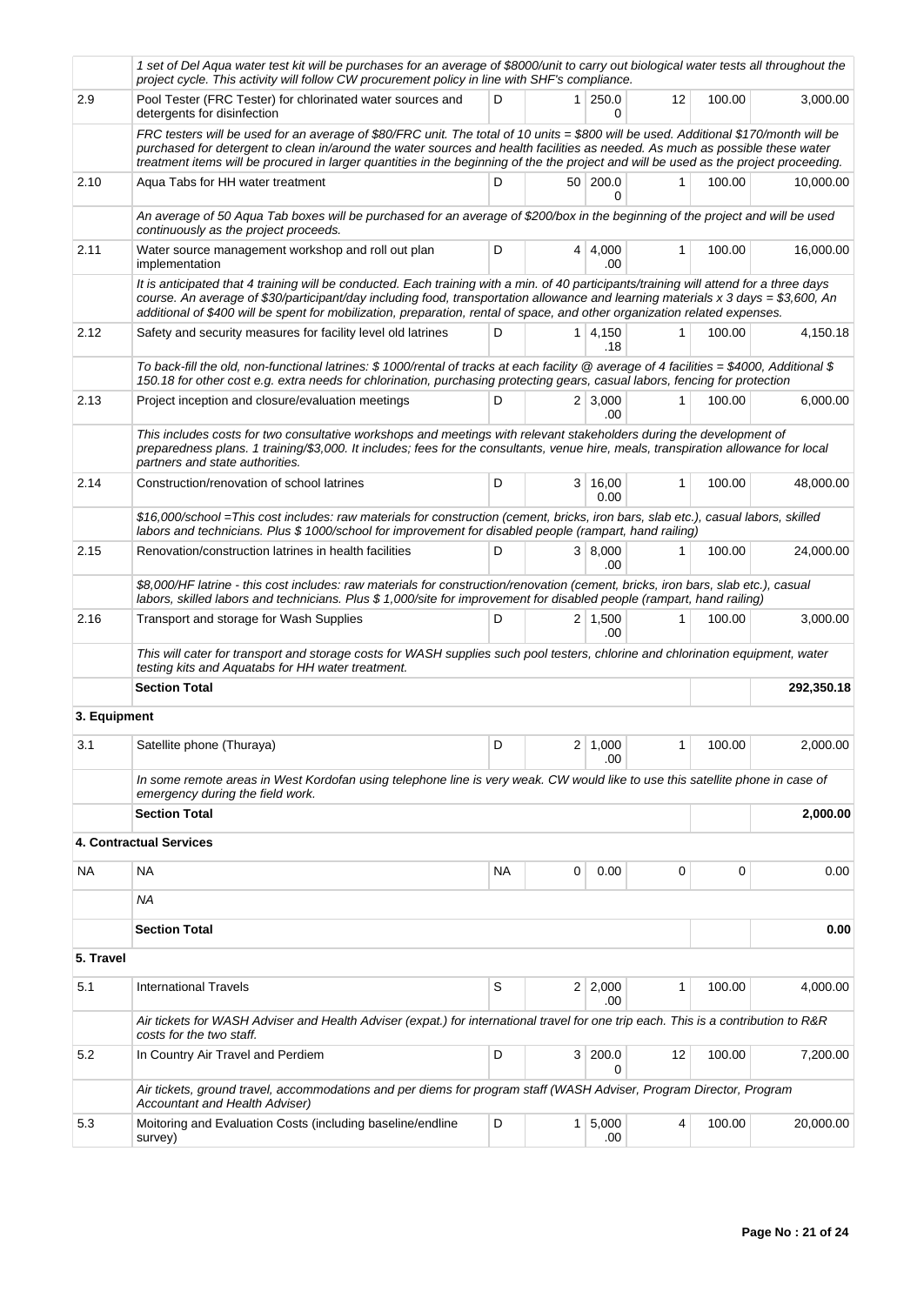| | | | | | | | |
|---|---|---|---|---|---|---|---|
| | *1 set of Del Aqua water test kit will be purchases for an average of $8000/unit to carry out biological water tests all throughout the project cycle. This activity will follow CW procurement policy in line with SHF's compliance.* | | | | | | |
| 2.9 | Pool Tester (FRC Tester) for chlorinated water sources and detergents for disinfection | D | 1 | 250.00 | 12 | 100.00 | 3,000.00 |
| | *FRC testers will be used for an average of $80/FRC unit. The total of 10 units = $800 will be used. Additional $170/month will be purchased for detergent to clean in/around the water sources and health facilities as needed. As much as possible these water treatment items will be procured in larger quantities in the beginning of the project and will be used as the project proceeding.* | | | | | | |
| 2.10 | Aqua Tabs for HH water treatment | D | 50 | 200.00 | 1 | 100.00 | 10,000.00 |
| | *An average of 50 Aqua Tab boxes will be purchased for an average of $200/box in the beginning of the project and will be used continuously as the project proceeds.* | | | | | | |
| 2.11 | Water source management workshop and roll out plan implementation | D | 4 | 4,000.00 | 1 | 100.00 | 16,000.00 |
| | *It is anticipated that 4 training will be conducted. Each training with a min. of 40 participants/training will attend for a three days course. An average of $30/participant/day including food, transportation allowance and learning materials x 3 days = $3,600, An additional of $400 will be spent for mobilization, preparation, rental of space, and other organization related expenses.* | | | | | | |
| 2.12 | Safety and security measures for facility level old latrines | D | 1 | 4,150.18 | 1 | 100.00 | 4,150.18 |
| | *To back-fill the old, non-functional latrines: $ 1000/rental of tracks at each facility @ average of 4 facilities = $4000, Additional $ 150.18 for other cost e.g. extra needs for chlorination, purchasing protecting gears, casual labors, fencing for protection* | | | | | | |
| 2.13 | Project inception and closure/evaluation meetings | D | 2 | 3,000.00 | 1 | 100.00 | 6,000.00 |
| | *This includes costs for two consultative workshops and meetings with relevant stakeholders during the development of preparedness plans. 1 training/$3,000. It includes; fees for the consultants, venue hire, meals, transpiration allowance for local partners and state authorities.* | | | | | | |
| 2.14 | Construction/renovation of school latrines | D | 3 | 16,000.00 | 1 | 100.00 | 48,000.00 |
| | *$16,000/school =This cost includes: raw materials for construction (cement, bricks, iron bars, slab etc.), casual labors, skilled labors and technicians. Plus $ 1000/school for improvement for disabled people (rampart, hand railing)* | | | | | | |
| 2.15 | Renovation/construction latrines in health facilities | D | 3 | 8,000.00 | 1 | 100.00 | 24,000.00 |
| | *$8,000/HF latrine - this cost includes: raw materials for construction/renovation (cement, bricks, iron bars, slab etc.), casual labors, skilled labors and technicians. Plus $ 1,000/site for improvement for disabled people (rampart, hand railing)* | | | | | | |
| 2.16 | Transport and storage for Wash Supplies | D | 2 | 1,500.00 | 1 | 100.00 | 3,000.00 |
| | *This will cater for transport and storage costs for WASH supplies such pool testers, chlorine and chlorination equipment, water testing kits and Aquatabs for HH water treatment.* | | | | | | |
| | **Section Total** | | | | | | **292,350.18** |
| **3. Equipment** | | | | | | | |
| 3.1 | Satellite phone (Thuraya) | D | 2 | 1,000.00 | 1 | 100.00 | 2,000.00 |
| | *In some remote areas in West Kordofan using telephone line is very weak. CW would like to use this satellite phone in case of emergency during the field work.* | | | | | | |
| | **Section Total** | | | | | | **2,000.00** |
| | **4. Contractual Services** | | | | | | |
| NA | NA | NA | 0 | 0.00 | 0 | 0 | 0.00 |
| | *NA* | | | | | | |
| | **Section Total** | | | | | | **0.00** |
| **5. Travel** | | | | | | | |
| 5.1 | International Travels | S | 2 | 2,000.00 | 1 | 100.00 | 4,000.00 |
| | *Air tickets for WASH Adviser and Health Adviser (expat.) for international travel for one trip each. This is a contribution to R&R costs for the two staff.* | | | | | | |
| 5.2 | In Country Air Travel and Perdiem | D | 3 | 200.00 | 12 | 100.00 | 7,200.00 |
| | *Air tickets, ground travel, accommodations and per diems for program staff (WASH Adviser, Program Director, Program Accountant and Health Adviser)* | | | | | | |
| 5.3 | Moitoring and Evaluation Costs (including baseline/endline survey) | D | 1 | 5,000.00 | 4 | 100.00 | 20,000.00 |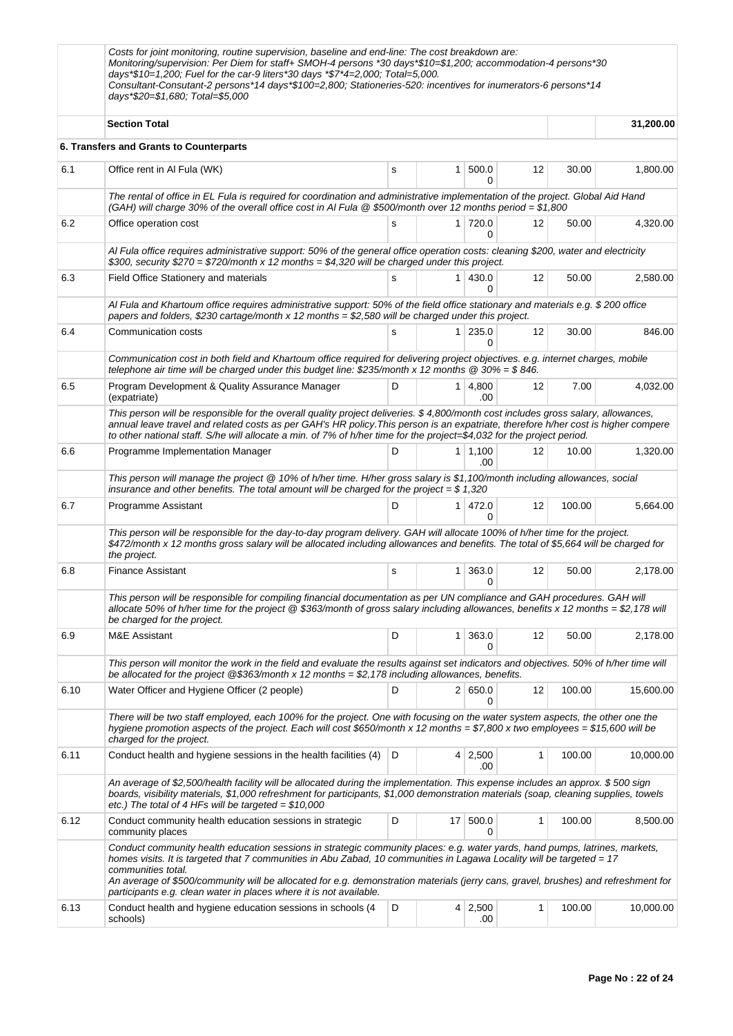| | | | | | | | |
|---|---|---|---|---|---|---|---|
| | Costs for joint monitoring, routine supervision, baseline and end-line: The cost breakdown are: Monitoring/supervision: Per Diem for staff+ SMOH-4 persons *30 days*$10=$1,200; accommodation-4 persons*30 days*$10=1,200; Fuel for the car-9 liters*30 days *$7*4=2,000; Total=5,000. Consultant-Consutant-2 persons*14 days*$100=2,800; Stationeries-520: incentives for inumerators-6 persons*14 days*$20=$1,680; Total=$5,000 | | | | | | |
| | **Section Total** | | | | | | **31,200.00** |
| | **6. Transfers and Grants to Counterparts** | | | | | | |
| 6.1 | Office rent in Al Fula (WK) | S | 1 | 500.00 | 12 | 30.00 | 1,800.00 |
| | The rental of office in EL Fula is required for coordination and administrative implementation of the project. Global Aid Hand (GAH) will charge 30% of the overall office cost in Al Fula @ $500/month over 12 months period = $1,800 | | | | | | |
| 6.2 | Office operation cost | S | 1 | 720.00 | 12 | 50.00 | 4,320.00 |
| | Al Fula office requires administrative support: 50% of the general office operation costs: cleaning $200, water and electricity $300, security $270 = $720/month x 12 months = $4,320 will be charged under this project. | | | | | | |
| 6.3 | Field Office Stationery and materials | S | 1 | 430.00 | 12 | 50.00 | 2,580.00 |
| | Al Fula and Khartoum office requires administrative support: 50% of the field office stationary and materials e.g. $ 200 office papers and folders, $230 cartage/month x 12 months = $2,580 will be charged under this project. | | | | | | |
| 6.4 | Communication costs | S | 1 | 235.00 | 12 | 30.00 | 846.00 |
| | Communication cost in both field and Khartoum office required for delivering project objectives. e.g. internet charges, mobile telephone air time will be charged under this budget line: $235/month x 12 months @ 30% = $ 846. | | | | | | |
| 6.5 | Program Development & Quality Assurance Manager (expatriate) | D | 1 | 4,800.00 | 12 | 7.00 | 4,032.00 |
| | This person will be responsible for the overall quality project deliveries. $ 4,800/month cost includes gross salary, allowances, annual leave travel and related costs as per GAH's HR policy.This person is an expatriate, therefore h/her cost is higher compere to other national staff. S/he will allocate a min. of 7% of h/her time for the project=$4,032 for the project period. | | | | | | |
| 6.6 | Programme Implementation Manager | D | 1 | 1,100.00 | 12 | 10.00 | 1,320.00 |
| | This person will manage the project @ 10% of h/her time. H/her gross salary is $1,100/month including allowances, social insurance and other benefits. The total amount will be charged for the project = $ 1,320 | | | | | | |
| 6.7 | Programme Assistant | D | 1 | 472.00 | 12 | 100.00 | 5,664.00 |
| | This person will be responsible for the day-to-day program delivery. GAH will allocate 100% of h/her time for the project. $472/month x 12 months gross salary will be allocated including allowances and benefits. The total of $5,664 will be charged for the project. | | | | | | |
| 6.8 | Finance Assistant | S | 1 | 363.00 | 12 | 50.00 | 2,178.00 |
| | This person will be responsible for compiling financial documentation as per UN compliance and GAH procedures. GAH will allocate 50% of h/her time for the project @ $363/month of gross salary including allowances, benefits x 12 months = $2,178 will be charged for the project. | | | | | | |
| 6.9 | M&E Assistant | D | 1 | 363.00 | 12 | 50.00 | 2,178.00 |
| | This person will monitor the work in the field and evaluate the results against set indicators and objectives. 50% of h/her time will be allocated for the project @$363/month x 12 months = $2,178 including allowances, benefits. | | | | | | |
| 6.10 | Water Officer and Hygiene Officer (2 people) | D | 2 | 650.00 | 12 | 100.00 | 15,600.00 |
| | There will be two staff employed, each 100% for the project. One with focusing on the water system aspects, the other one the hygiene promotion aspects of the project. Each will cost $650/month x 12 months = $7,800 x two employees = $15,600 will be charged for the project. | | | | | | |
| 6.11 | Conduct health and hygiene sessions in the health facilities (4) | D | 4 | 2,500.00 | 1 | 100.00 | 10,000.00 |
| | An average of $2,500/health facility will be allocated during the implementation. This expense includes an approx. $ 500 sign boards, visibility materials, $1,000 refreshment for participants, $1,000 demonstration materials (soap, cleaning supplies, towels etc.) The total of 4 HFs will be targeted = $10,000 | | | | | | |
| 6.12 | Conduct community health education sessions in strategic community places | D | 17 | 500.00 | 1 | 100.00 | 8,500.00 |
| | Conduct community health education sessions in strategic community places: e.g. water yards, hand pumps, latrines, markets, homes visits. It is targeted that 7 communities in Abu Zabad, 10 communities in Lagawa Locality will be targeted = 17 communities total. An average of $500/community will be allocated for e.g. demonstration materials (jerry cans, gravel, brushes) and refreshment for participants e.g. clean water in places where it is not available. | | | | | | |
| 6.13 | Conduct health and hygiene education sessions in schools (4 schools) | D | 4 | 2,500.00 | 1 | 100.00 | 10,000.00 |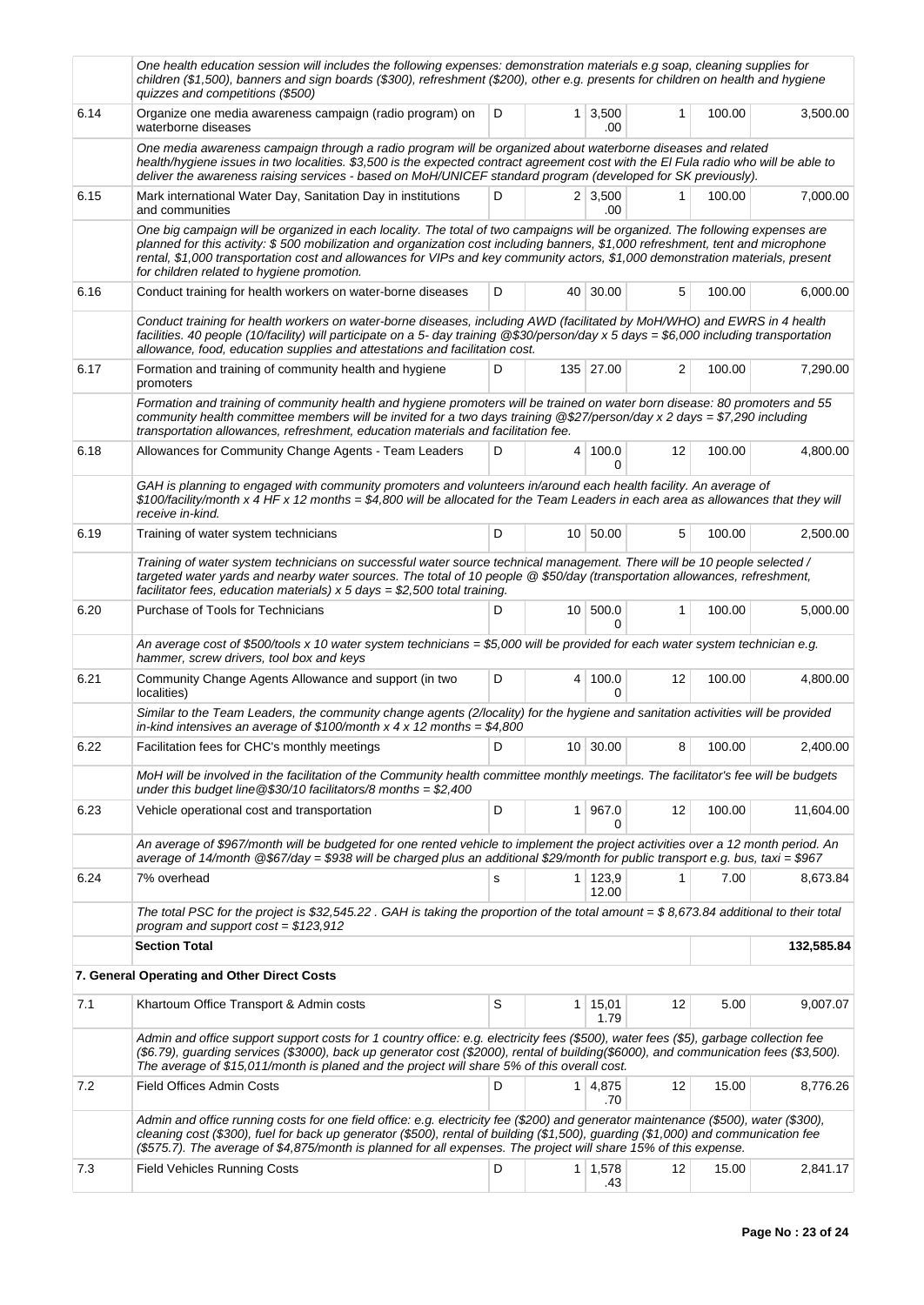| | | | | | | | |
|---|---|---|---|---|---|---|---|
| | One health education session will includes the following expenses: demonstration materials e.g soap, cleaning supplies for children ($1,500), banners and sign boards ($300), refreshment ($200), other e.g. presents for children on health and hygiene quizzes and competitions ($500) | | | | | | |
| 6.14 | Organize one media awareness campaign (radio program) on waterborne diseases | D | 1 | 3,500.00 | 1 | 100.00 | 3,500.00 |
| | One media awareness campaign through a radio program will be organized about waterborne diseases and related health/hygiene issues in two localities. $3,500 is the expected contract agreement cost with the El Fula radio who will be able to deliver the awareness raising services - based on MoH/UNICEF standard program (developed for SK previously). | | | | | | |
| 6.15 | Mark international Water Day, Sanitation Day in institutions and communities | D | 2 | 3,500.00 | 1 | 100.00 | 7,000.00 |
| | One big campaign will be organized in each locality. The total of two campaigns will be organized. The following expenses are planned for this activity: $ 500 mobilization and organization cost including banners, $1,000 refreshment, tent and microphone rental, $1,000 transportation cost and allowances for VIPs and key community actors, $1,000 demonstration materials, present for children related to hygiene promotion. | | | | | | |
| 6.16 | Conduct training for health workers on water-borne diseases | D | 40 | 30.00 | 5 | 100.00 | 6,000.00 |
| | Conduct training for health workers on water-borne diseases, including AWD (facilitated by MoH/WHO) and EWRS in 4 health facilities. 40 people (10/facility) will participate on a 5- day training @$30/person/day x 5 days = $6,000 including transportation allowance, food, education supplies and attestations and facilitation cost. | | | | | | |
| 6.17 | Formation and training of community health and hygiene promoters | D | 135 | 27.00 | 2 | 100.00 | 7,290.00 |
| | Formation and training of community health and hygiene promoters will be trained on water born disease: 80 promoters and 55 community health committee members will be invited for a two days training @$27/person/day x 2 days = $7,290 including transportation allowances, refreshment, education materials and facilitation fee. | | | | | | |
| 6.18 | Allowances for Community Change Agents - Team Leaders | D | 4 | 100.00 | 12 | 100.00 | 4,800.00 |
| | GAH is planning to engaged with community promoters and volunteers in/around each health facility. An average of $100/facility/month x 4 HF x 12 months = $4,800 will be allocated for the Team Leaders in each area as allowances that they will receive in-kind. | | | | | | |
| 6.19 | Training of water system technicians | D | 10 | 50.00 | 5 | 100.00 | 2,500.00 |
| | Training of water system technicians on successful water source technical management. There will be 10 people selected / targeted water yards and nearby water sources. The total of 10 people @ $50/day (transportation allowances, refreshment, facilitator fees, education materials) x 5 days = $2,500 total training. | | | | | | |
| 6.20 | Purchase of Tools for Technicians | D | 10 | 500.00 | 1 | 100.00 | 5,000.00 |
| | An average cost of $500/tools x 10 water system technicians = $5,000 will be provided for each water system technician e.g. hammer, screw drivers, tool box and keys | | | | | | |
| 6.21 | Community Change Agents Allowance and support (in two localities) | D | 4 | 100.00 | 12 | 100.00 | 4,800.00 |
| | Similar to the Team Leaders, the community change agents (2/locality) for the hygiene and sanitation activities will be provided in-kind intensives an average of $100/month x 4 x 12 months = $4,800 | | | | | | |
| 6.22 | Facilitation fees for CHC's monthly meetings | D | 10 | 30.00 | 8 | 100.00 | 2,400.00 |
| | MoH will be involved in the facilitation of the Community health committee monthly meetings. The facilitator's fee will be budgets under this budget line@$30/10 facilitators/8 months = $2,400 | | | | | | |
| 6.23 | Vehicle operational cost and transportation | D | 1 | 967.00 | 12 | 100.00 | 11,604.00 |
| | An average of $967/month will be budgeted for one rented vehicle to implement the project activities over a 12 month period. An average of 14/month @$67/day = $938 will be charged plus an additional $29/month for public transport e.g. bus, taxi = $967 | | | | | | |
| 6.24 | 7% overhead | s | 1 | 123,912.00 | 1 | 7.00 | 8,673.84 |
| | The total PSC for the project is $32,545.22 . GAH is taking the proportion of the total amount = $ 8,673.84 additional to their total program and support cost = $123,912 | | | | | | |
| | **Section Total** | | | | | | **132,585.84** |
| | **7. General Operating and Other Direct Costs** | | | | | | |
| 7.1 | Khartoum Office Transport & Admin costs | S | 1 | 15,011.79 | 12 | 5.00 | 9,007.07 |
| | Admin and office support support costs for 1 country office: e.g. electricity fees ($500), water fees ($5), garbage collection fee ($6.79), guarding services ($3000), back up generator cost ($2000), rental of building($6000), and communication fees ($3,500). The average of $15,011/month is planed and the project will share 5% of this overall cost. | | | | | | |
| 7.2 | Field Offices Admin Costs | D | 1 | 4,875.70 | 12 | 15.00 | 8,776.26 |
| | Admin and office running costs for one field office: e.g. electricity fee ($200) and generator maintenance ($500), water ($300), cleaning cost ($300), fuel for back up generator ($500), rental of building ($1,500), guarding ($1,000) and communication fee ($575.7). The average of $4,875/month is planned for all expenses. The project will share 15% of this expense. | | | | | | |
| 7.3 | Field Vehicles Running Costs | D | 1 | 1,578.43 | 12 | 15.00 | 2,841.17 |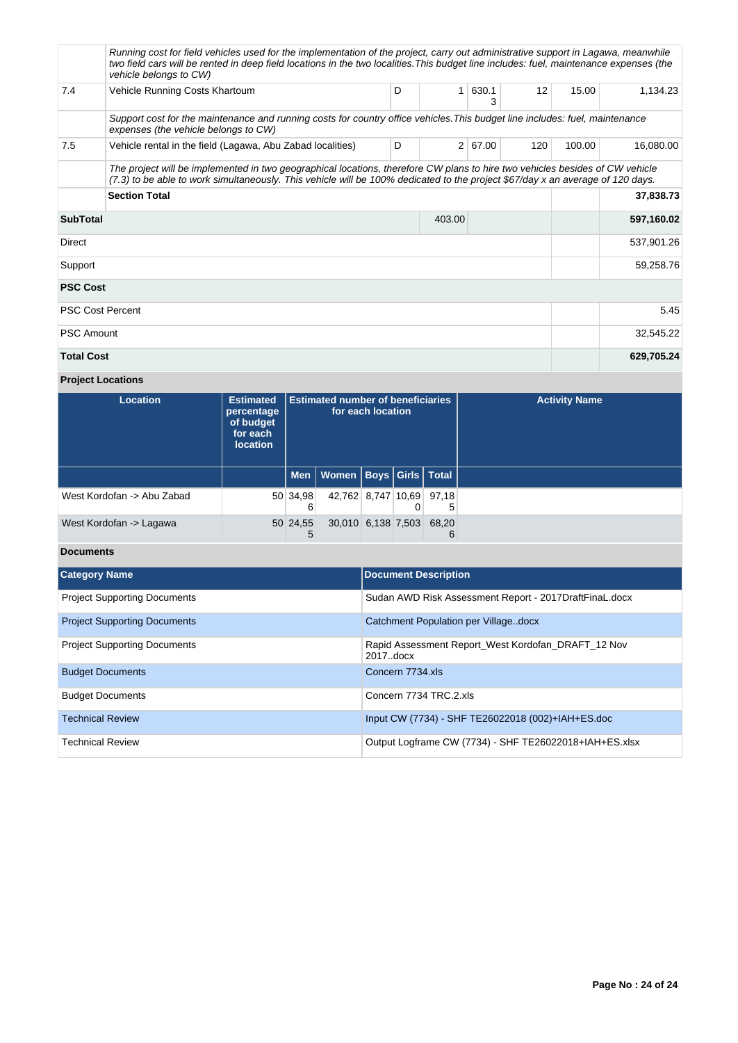| | | | | | | | |
|---|---|---|---|---|---|---|---|
| | *Running cost for field vehicles used for the implementation of the project, carry out administrative support in Lagawa, meanwhile two field cars will be rented in deep field locations in the two localities. This budget line includes: fuel, maintenance expenses (the vehicle belongs to CW)* | | | | | | |
| 7.4 | Vehicle Running Costs Khartoum | D | 1 | 630.13 | 12 | 15.00 | 1,134.23 |
| | *Support cost for the maintenance and running costs for country office vehicles. This budget line includes: fuel, maintenance expenses (the vehicle belongs to CW)* | | | | | | |
| 7.5 | Vehicle rental in the field (Lagawa, Abu Zabad localities) | D | 2 | 67.00 | 120 | 100.00 | 16,080.00 |
| | *The project will be implemented in two geographical locations, therefore CW plans to hire two vehicles besides of CW vehicle (7.3) to be able to work simultaneously. This vehicle will be 100% dedicated to the project $67/day x an average of 120 days.* | | | | | | |
| | **Section Total** | | | | | | **37,838.73** |
| **SubTotal** | | | 403.00 | | | | **597,160.02** |
| Direct | | | | | | | 537,901.26 |
| Support | | | | | | | 59,258.76 |
| **PSC Cost** | | | | | | | |
| PSC Cost Percent | | | | | | | 5.45 |
| PSC Amount | | | | | | | 32,545.22 |
| **Total Cost** | | | | | | | **629,705.24** |

**Project Locations**

| Location | Estimated percentage of budget for each location | Estimated number of beneficiaries for each location | | | | | Activity Name |
|---|---|---|---|---|---|---|---|
| | | Men | Women | Boys | Girls | Total | |
| West Kordofan -> Abu Zabad | 50 | 34,986 | 42,762 | 8,747 | 10,690 | 97,185 | |
| West Kordofan -> Lagawa | 50 | 24,555 | 30,010 | 6,138 | 7,503 | 68,206 | |

**Documents**

| Category Name | Document Description |
|---|---|
| Project Supporting Documents | Sudan AWD Risk Assessment Report - 2017DraftFinaL.docx |
| Project Supporting Documents | Catchment Population per Village..docx |
| Project Supporting Documents | Rapid Assessment Report_West Kordofan_DRAFT_12 Nov 2017..docx |
| Budget Documents | Concern 7734.xls |
| Budget Documents | Concern 7734 TRC.2.xls |
| Technical Review | Input CW (7734) - SHF TE26022018 (002)+IAH+ES.doc |
| Technical Review | Output Logframe CW (7734) - SHF TE26022018+IAH+ES.xlsx |